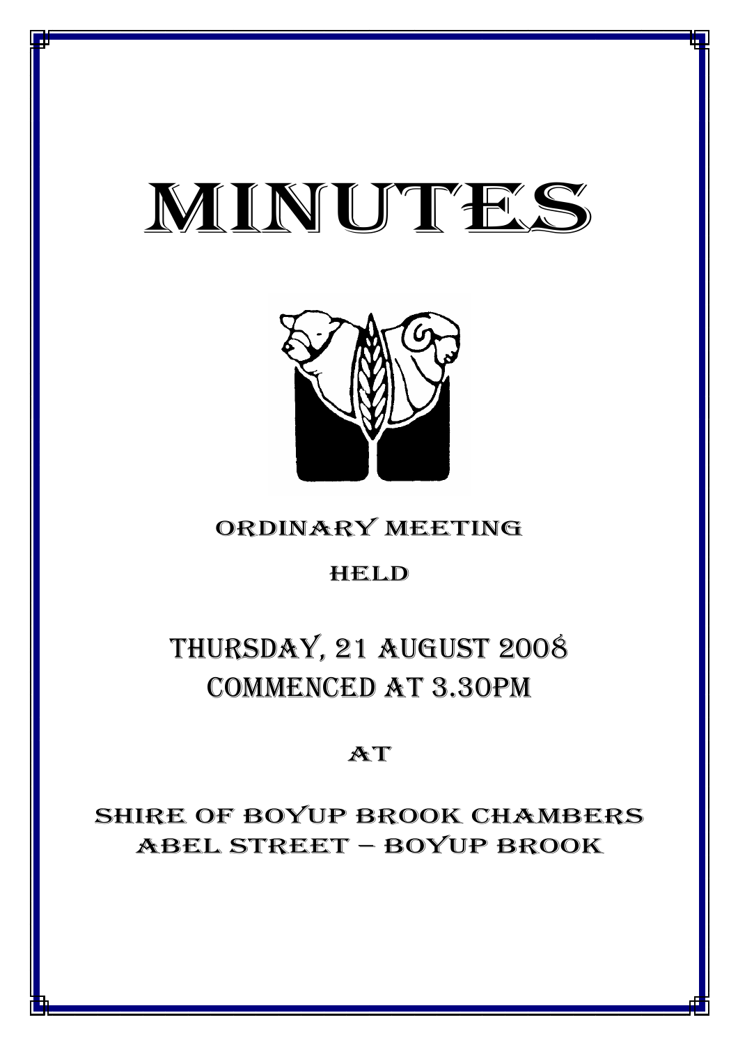# MINUTES

ORDINARY MEETING

HELD

## THURSDAY, 21 AUGUST 2008
## COMMENCED AT 3.30PM

AT

SHIRE OF BOYUP BROOK CHAMBERS
ABEL STREET – BOYUP BROOK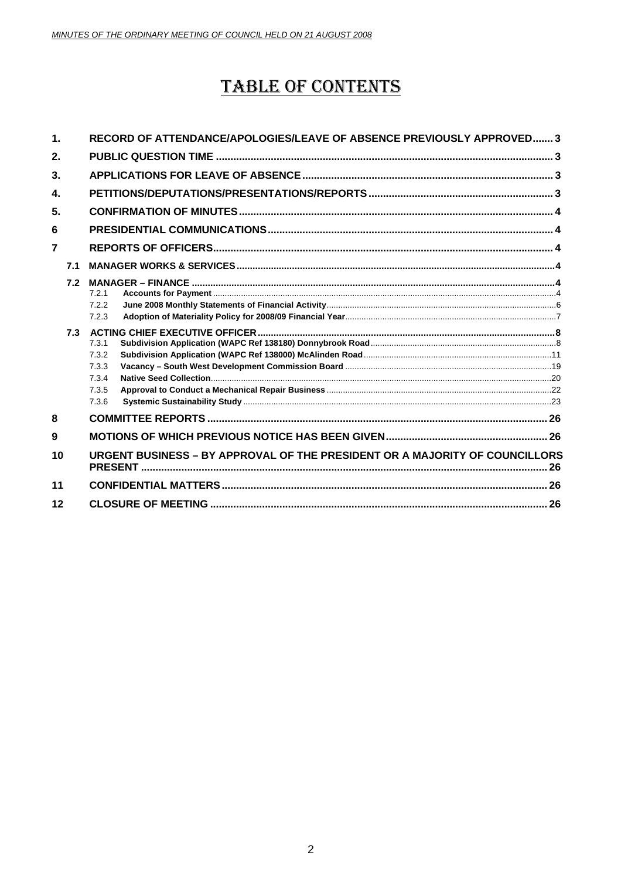# TABLE OF CONTENTS

1. RECORD OF ATTENDANCE/APOLOGIES/LEAVE OF ABSENCE PREVIOUSLY APPROVED....... 3
2. PUBLIC QUESTION TIME ........ 3
3. APPLICATIONS FOR LEAVE OF ABSENCE ........ 3
4. PETITIONS/DEPUTATIONS/PRESENTATIONS/REPORTS ........ 3
5. CONFIRMATION OF MINUTES ........ 4
6 PRESIDENTIAL COMMUNICATIONS ........ 4
7 REPORTS OF OFFICERS ........ 4
   - 7.1 MANAGER WORKS & SERVICES ........ 4
   - 7.2 MANAGER – FINANCE ........ 4
     - 7.2.1 Accounts for Payment ........ 4
     - 7.2.2 June 2008 Monthly Statements of Financial Activity ........ 6
     - 7.2.3 Adoption of Materiality Policy for 2008/09 Financial Year ........ 7
   - 7.3 ACTING CHIEF EXECUTIVE OFFICER ........ 8
     - 7.3.1 Subdivision Application (WAPC Ref 138180) Donnybrook Road ........ 8
     - 7.3.2 Subdivision Application (WAPC Ref 138000) McAlinden Road ........ 11
     - 7.3.3 Vacancy – South West Development Commission Board ........ 19
     - 7.3.4 Native Seed Collection ........ 20
     - 7.3.5 Approval to Conduct a Mechanical Repair Business ........ 22
     - 7.3.6 Systemic Sustainability Study ........ 23
8 COMMITTEE REPORTS ........ 26
9 MOTIONS OF WHICH PREVIOUS NOTICE HAS BEEN GIVEN ........ 26
10 URGENT BUSINESS – BY APPROVAL OF THE PRESIDENT OR A MAJORITY OF COUNCILLORS PRESENT ........ 26
11 CONFIDENTIAL MATTERS ........ 26
12 CLOSURE OF MEETING ........ 26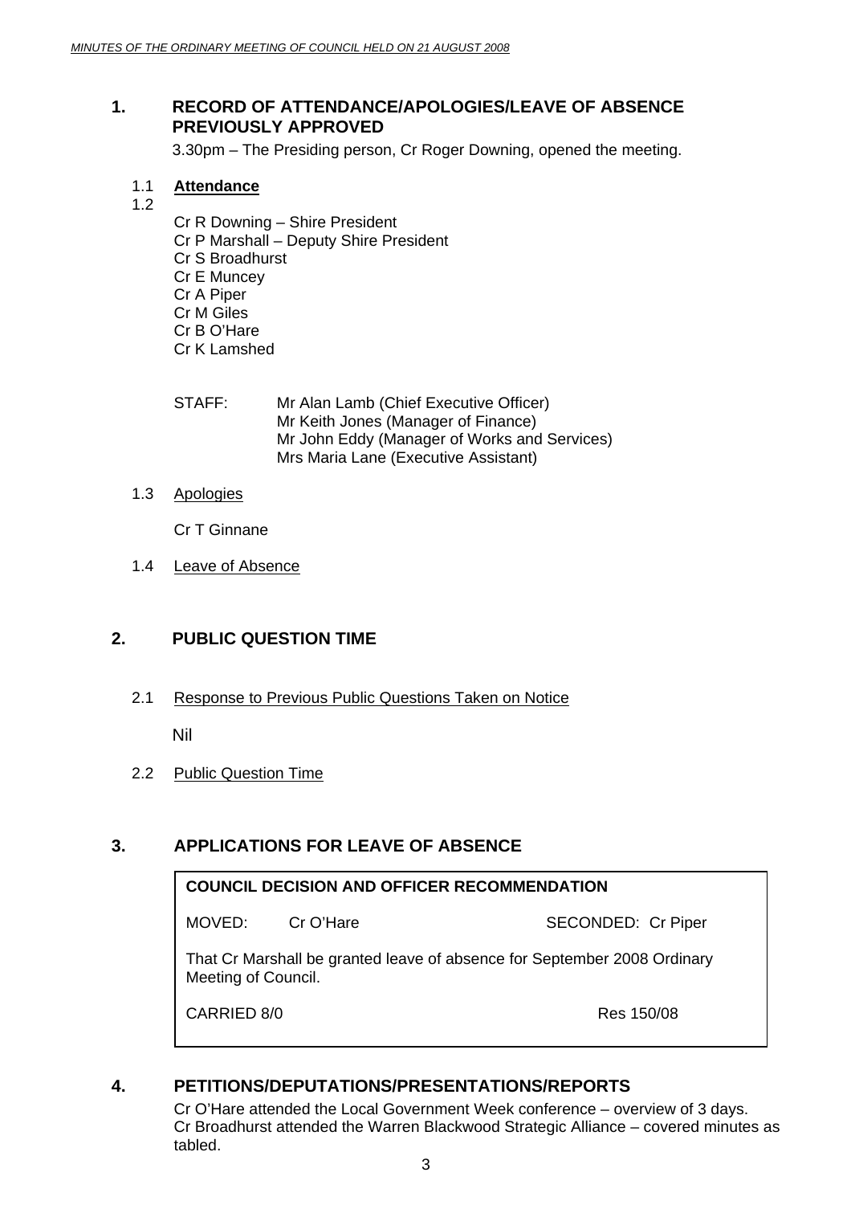## 1. RECORD OF ATTENDANCE/APOLOGIES/LEAVE OF ABSENCE PREVIOUSLY APPROVED

3.30pm – The Presiding person, Cr Roger Downing, opened the meeting.

### 1.1 Attendance

### 1.2

Cr R Downing – Shire President
Cr P Marshall – Deputy Shire President
Cr S Broadhurst
Cr E Muncey
Cr A Piper
Cr M Giles
Cr B O'Hare
Cr K Lamshed

STAFF: Mr Alan Lamb (Chief Executive Officer)
Mr Keith Jones (Manager of Finance)
Mr John Eddy (Manager of Works and Services)
Mrs Maria Lane (Executive Assistant)

### 1.3 Apologies

Cr T Ginnane

### 1.4 Leave of Absence

## 2. PUBLIC QUESTION TIME

### 2.1 Response to Previous Public Questions Taken on Notice

Nil

### 2.2 Public Question Time

## 3. APPLICATIONS FOR LEAVE OF ABSENCE

**COUNCIL DECISION AND OFFICER RECOMMENDATION**

MOVED: Cr O'Hare SECONDED: Cr Piper

That Cr Marshall be granted leave of absence for September 2008 Ordinary Meeting of Council.

CARRIED 8/0 Res 150/08

## 4. PETITIONS/DEPUTATIONS/PRESENTATIONS/REPORTS

Cr O'Hare attended the Local Government Week conference – overview of 3 days.
Cr Broadhurst attended the Warren Blackwood Strategic Alliance – covered minutes as tabled.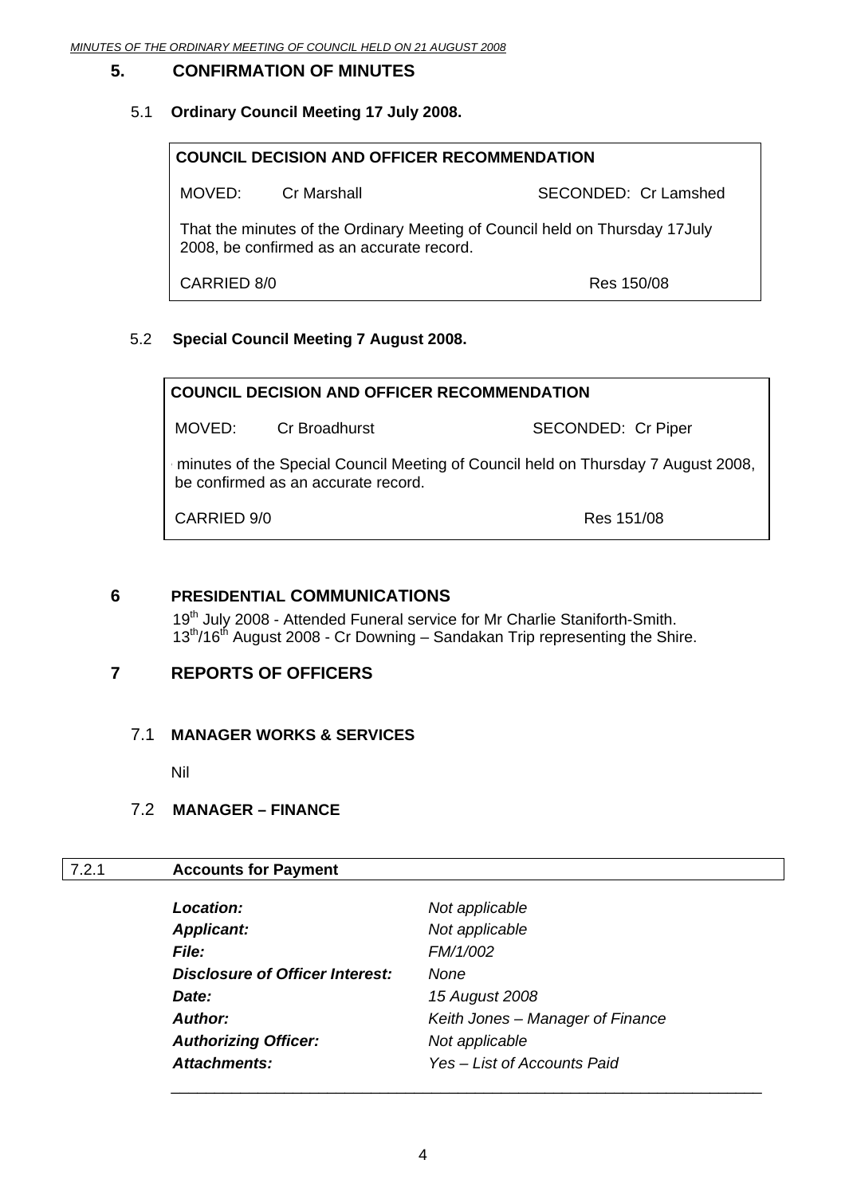## 5. CONFIRMATION OF MINUTES

### 5.1 Ordinary Council Meeting 17 July 2008.

**COUNCIL DECISION AND OFFICER RECOMMENDATION**

MOVED: Cr Marshall SECONDED: Cr Lamshed

That the minutes of the Ordinary Meeting of Council held on Thursday 17July 2008, be confirmed as an accurate record.

CARRIED 8/0 Res 150/08

### 5.2 Special Council Meeting 7 August 2008.

**COUNCIL DECISION AND OFFICER RECOMMENDATION**

MOVED: Cr Broadhurst SECONDED: Cr Piper

minutes of the Special Council Meeting of Council held on Thursday 7 August 2008, be confirmed as an accurate record.

CARRIED 9/0 Res 151/08

## 6 PRESIDENTIAL COMMUNICATIONS

19th July 2008 - Attended Funeral service for Mr Charlie Staniforth-Smith.
13th/16th August 2008 - Cr Downing – Sandakan Trip representing the Shire.

## 7 REPORTS OF OFFICERS

### 7.1 MANAGER WORKS & SERVICES

Nil

### 7.2 MANAGER – FINANCE

#### 7.2.1 Accounts for Payment

| | |
|---|---|
| ***Location:*** | *Not applicable* |
| ***Applicant:*** | *Not applicable* |
| ***File:*** | *FM/1/002* |
| ***Disclosure of Officer Interest:*** | *None* |
| ***Date:*** | *15 August 2008* |
| ***Author:*** | *Keith Jones – Manager of Finance* |
| ***Authorizing Officer:*** | *Not applicable* |
| ***Attachments:*** | *Yes – List of Accounts Paid* |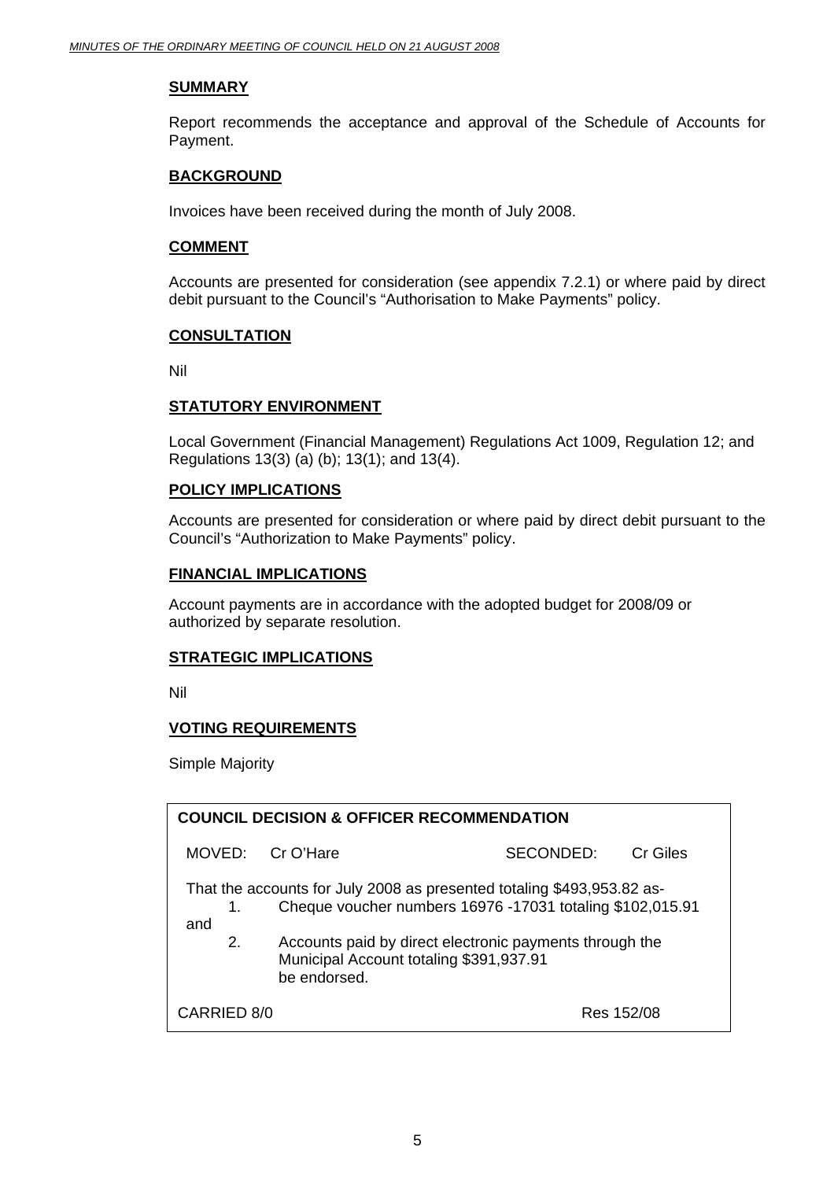## SUMMARY

Report recommends the acceptance and approval of the Schedule of Accounts for Payment.

## BACKGROUND

Invoices have been received during the month of July 2008.

## COMMENT

Accounts are presented for consideration (see appendix 7.2.1) or where paid by direct debit pursuant to the Council's "Authorisation to Make Payments" policy.

## CONSULTATION

Nil

## STATUTORY ENVIRONMENT

Local Government (Financial Management) Regulations Act 1009, Regulation 12; and Regulations 13(3) (a) (b); 13(1); and 13(4).

## POLICY IMPLICATIONS

Accounts are presented for consideration or where paid by direct debit pursuant to the Council's "Authorization to Make Payments" policy.

## FINANCIAL IMPLICATIONS

Account payments are in accordance with the adopted budget for 2008/09 or authorized by separate resolution.

## STRATEGIC IMPLICATIONS

Nil

## VOTING REQUIREMENTS

Simple Majority

**COUNCIL DECISION & OFFICER RECOMMENDATION**

MOVED: Cr O'Hare SECONDED: Cr Giles

That the accounts for July 2008 as presented totaling $493,953.82 as-

1. Cheque voucher numbers 16976 -17031 totaling $102,015.91

and

2. Accounts paid by direct electronic payments through the Municipal Account totaling $391,937.91
   be endorsed.

CARRIED 8/0 Res 152/08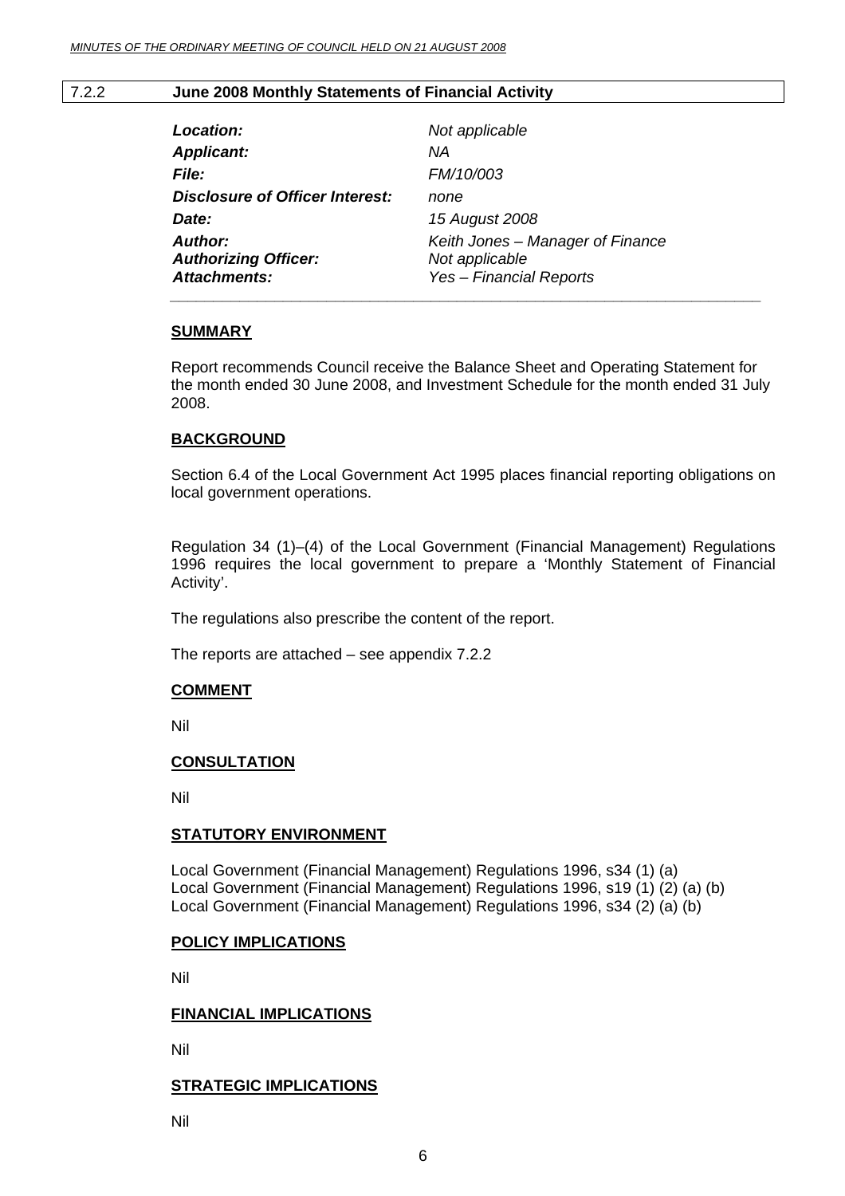## 7.2.2 June 2008 Monthly Statements of Financial Activity

| | |
|---|---|
| ***Location:*** | *Not applicable* |
| ***Applicant:*** | *NA* |
| ***File:*** | *FM/10/003* |
| ***Disclosure of Officer Interest:*** | *none* |
| ***Date:*** | *15 August 2008* |
| ***Author:*** | *Keith Jones – Manager of Finance* |
| ***Authorizing Officer:*** | *Not applicable* |
| ***Attachments:*** | *Yes – Financial Reports* |

### SUMMARY

Report recommends Council receive the Balance Sheet and Operating Statement for the month ended 30 June 2008, and Investment Schedule for the month ended 31 July 2008.

### BACKGROUND

Section 6.4 of the Local Government Act 1995 places financial reporting obligations on local government operations.

Regulation 34 (1)–(4) of the Local Government (Financial Management) Regulations 1996 requires the local government to prepare a 'Monthly Statement of Financial Activity'.

The regulations also prescribe the content of the report.

The reports are attached – see appendix 7.2.2

### COMMENT

Nil

### CONSULTATION

Nil

### STATUTORY ENVIRONMENT

Local Government (Financial Management) Regulations 1996, s34 (1) (a)
Local Government (Financial Management) Regulations 1996, s19 (1) (2) (a) (b)
Local Government (Financial Management) Regulations 1996, s34 (2) (a) (b)

### POLICY IMPLICATIONS

Nil

### FINANCIAL IMPLICATIONS

Nil

### STRATEGIC IMPLICATIONS

Nil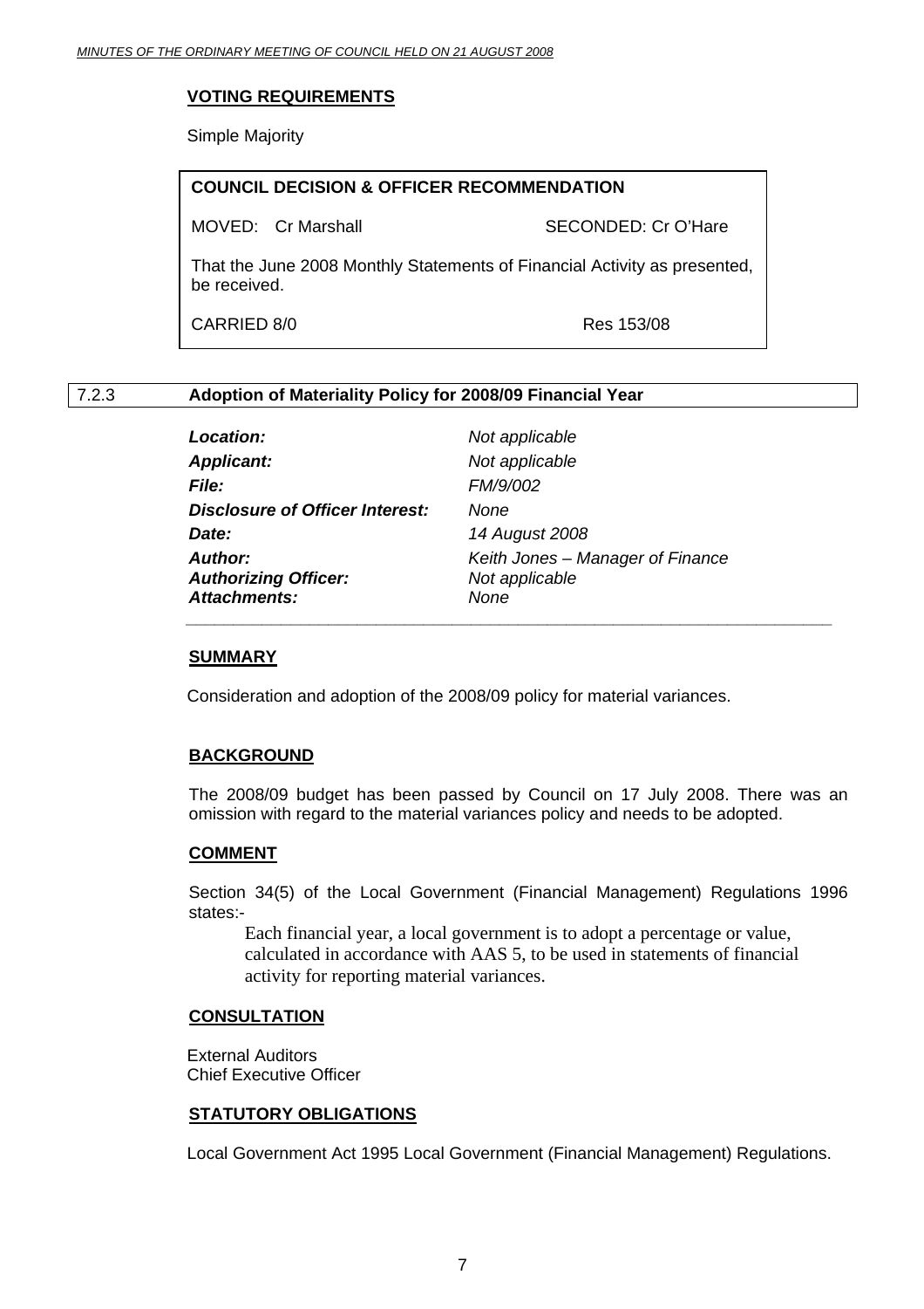#### VOTING REQUIREMENTS

Simple Majority

**COUNCIL DECISION & OFFICER RECOMMENDATION**

MOVED: Cr Marshall SECONDED: Cr O'Hare

That the June 2008 Monthly Statements of Financial Activity as presented, be received.

CARRIED 8/0 Res 153/08

### 7.2.3 Adoption of Materiality Policy for 2008/09 Financial Year

| | |
|---|---|
| ***Location:*** | *Not applicable* |
| ***Applicant:*** | *Not applicable* |
| ***File:*** | *FM/9/002* |
| ***Disclosure of Officer Interest:*** | *None* |
| ***Date:*** | *14 August 2008* |
| ***Author:*** | *Keith Jones – Manager of Finance* |
| ***Authorizing Officer:*** | *Not applicable* |
| ***Attachments:*** | *None* |

#### SUMMARY

Consideration and adoption of the 2008/09 policy for material variances.

#### BACKGROUND

The 2008/09 budget has been passed by Council on 17 July 2008. There was an omission with regard to the material variances policy and needs to be adopted.

#### COMMENT

Section 34(5) of the Local Government (Financial Management) Regulations 1996 states:-

> Each financial year, a local government is to adopt a percentage or value, calculated in accordance with AAS 5, to be used in statements of financial activity for reporting material variances.

#### CONSULTATION

External Auditors
Chief Executive Officer

#### STATUTORY OBLIGATIONS

Local Government Act 1995 Local Government (Financial Management) Regulations.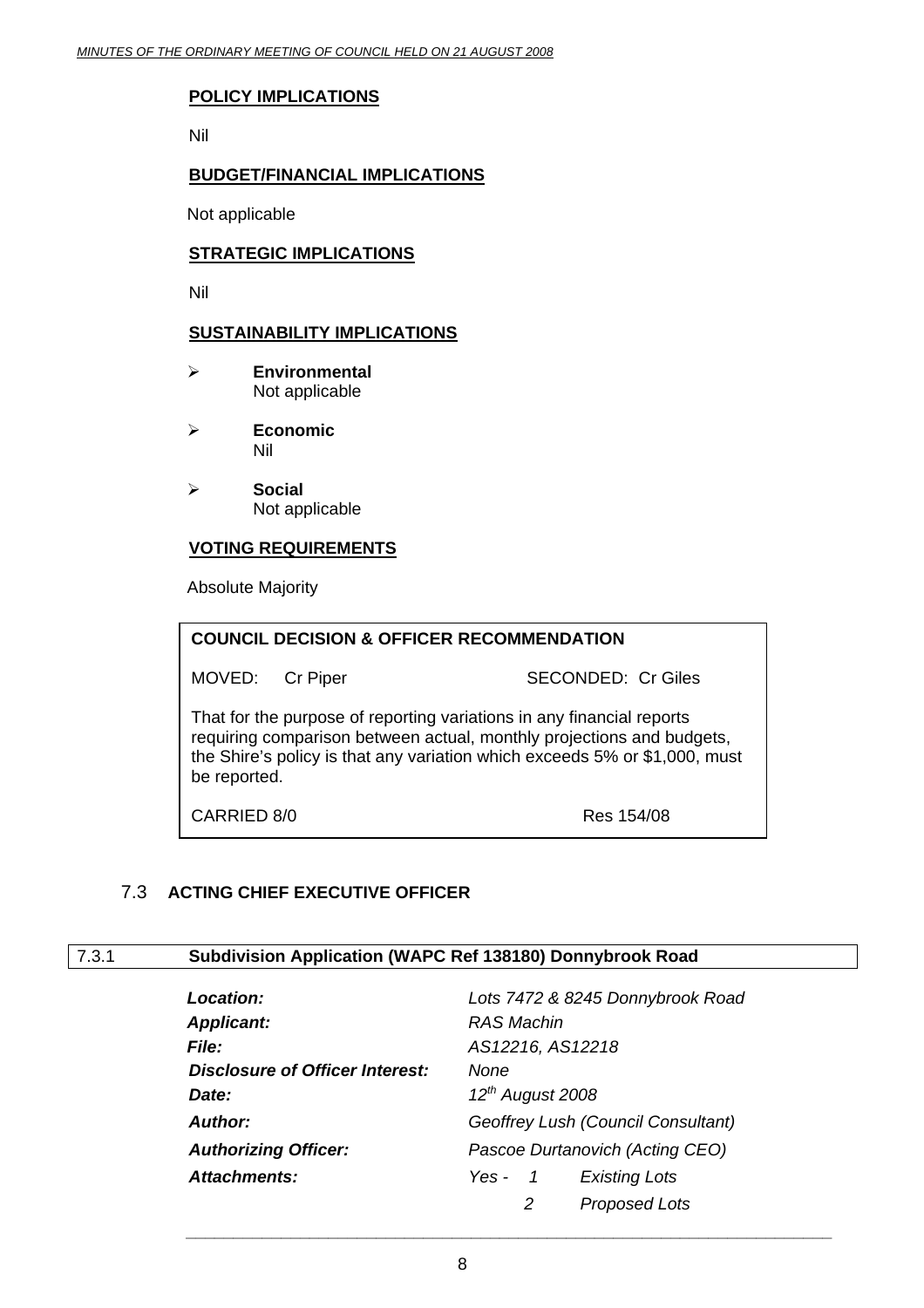**POLICY IMPLICATIONS**

Nil

**BUDGET/FINANCIAL IMPLICATIONS**

Not applicable

**STRATEGIC IMPLICATIONS**

Nil

**SUSTAINABILITY IMPLICATIONS**

- **Environmental**
  Not applicable
- **Economic**
  Nil
- **Social**
  Not applicable

**VOTING REQUIREMENTS**

Absolute Majority

**COUNCIL DECISION & OFFICER RECOMMENDATION**

MOVED: Cr Piper SECONDED: Cr Giles

That for the purpose of reporting variations in any financial reports requiring comparison between actual, monthly projections and budgets, the Shire's policy is that any variation which exceeds 5% or $1,000, must be reported.

CARRIED 8/0 Res 154/08

## 7.3 ACTING CHIEF EXECUTIVE OFFICER

### 7.3.1 Subdivision Application (WAPC Ref 138180) Donnybrook Road

| | |
|---|---|
| ***Location:*** | *Lots 7472 & 8245 Donnybrook Road* |
| ***Applicant:*** | *RAS Machin* |
| ***File:*** | *AS12216, AS12218* |
| ***Disclosure of Officer Interest:*** | *None* |
| ***Date:*** | *12th August 2008* |
| ***Author:*** | *Geoffrey Lush (Council Consultant)* |
| ***Authorizing Officer:*** | *Pascoe Durtanovich (Acting CEO)* |
| ***Attachments:*** | *Yes - 1 Existing Lots* |
| | *2 Proposed Lots* |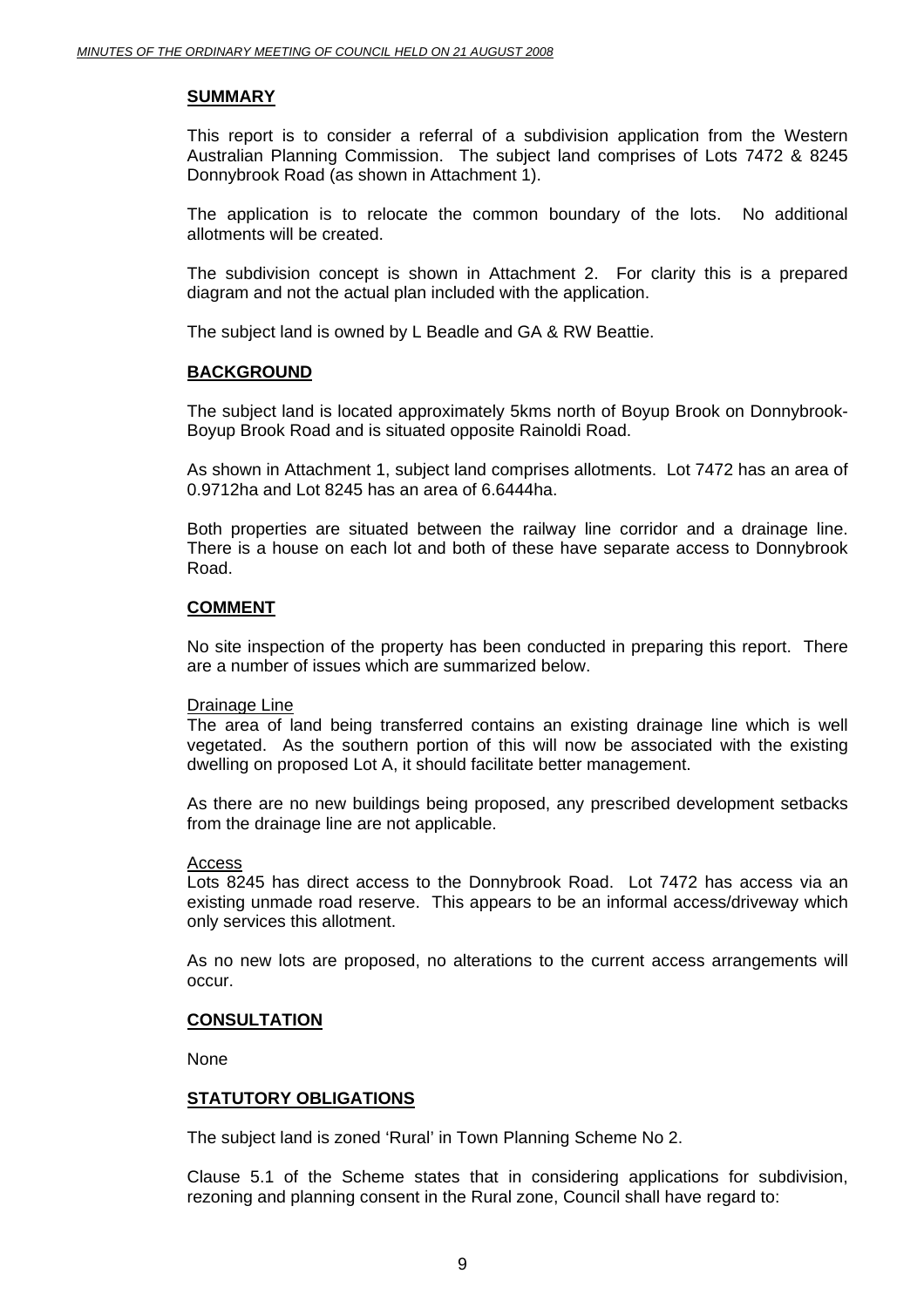**SUMMARY**

This report is to consider a referral of a subdivision application from the Western Australian Planning Commission. The subject land comprises of Lots 7472 & 8245 Donnybrook Road (as shown in Attachment 1).

The application is to relocate the common boundary of the lots. No additional allotments will be created.

The subdivision concept is shown in Attachment 2. For clarity this is a prepared diagram and not the actual plan included with the application.

The subject land is owned by L Beadle and GA & RW Beattie.

**BACKGROUND**

The subject land is located approximately 5kms north of Boyup Brook on Donnybrook-Boyup Brook Road and is situated opposite Rainoldi Road.

As shown in Attachment 1, subject land comprises allotments. Lot 7472 has an area of 0.9712ha and Lot 8245 has an area of 6.6444ha.

Both properties are situated between the railway line corridor and a drainage line. There is a house on each lot and both of these have separate access to Donnybrook Road.

**COMMENT**

No site inspection of the property has been conducted in preparing this report. There are a number of issues which are summarized below.

Drainage Line

The area of land being transferred contains an existing drainage line which is well vegetated. As the southern portion of this will now be associated with the existing dwelling on proposed Lot A, it should facilitate better management.

As there are no new buildings being proposed, any prescribed development setbacks from the drainage line are not applicable.

Access

Lots 8245 has direct access to the Donnybrook Road. Lot 7472 has access via an existing unmade road reserve. This appears to be an informal access/driveway which only services this allotment.

As no new lots are proposed, no alterations to the current access arrangements will occur.

**CONSULTATION**

None

**STATUTORY OBLIGATIONS**

The subject land is zoned 'Rural' in Town Planning Scheme No 2.

Clause 5.1 of the Scheme states that in considering applications for subdivision, rezoning and planning consent in the Rural zone, Council shall have regard to: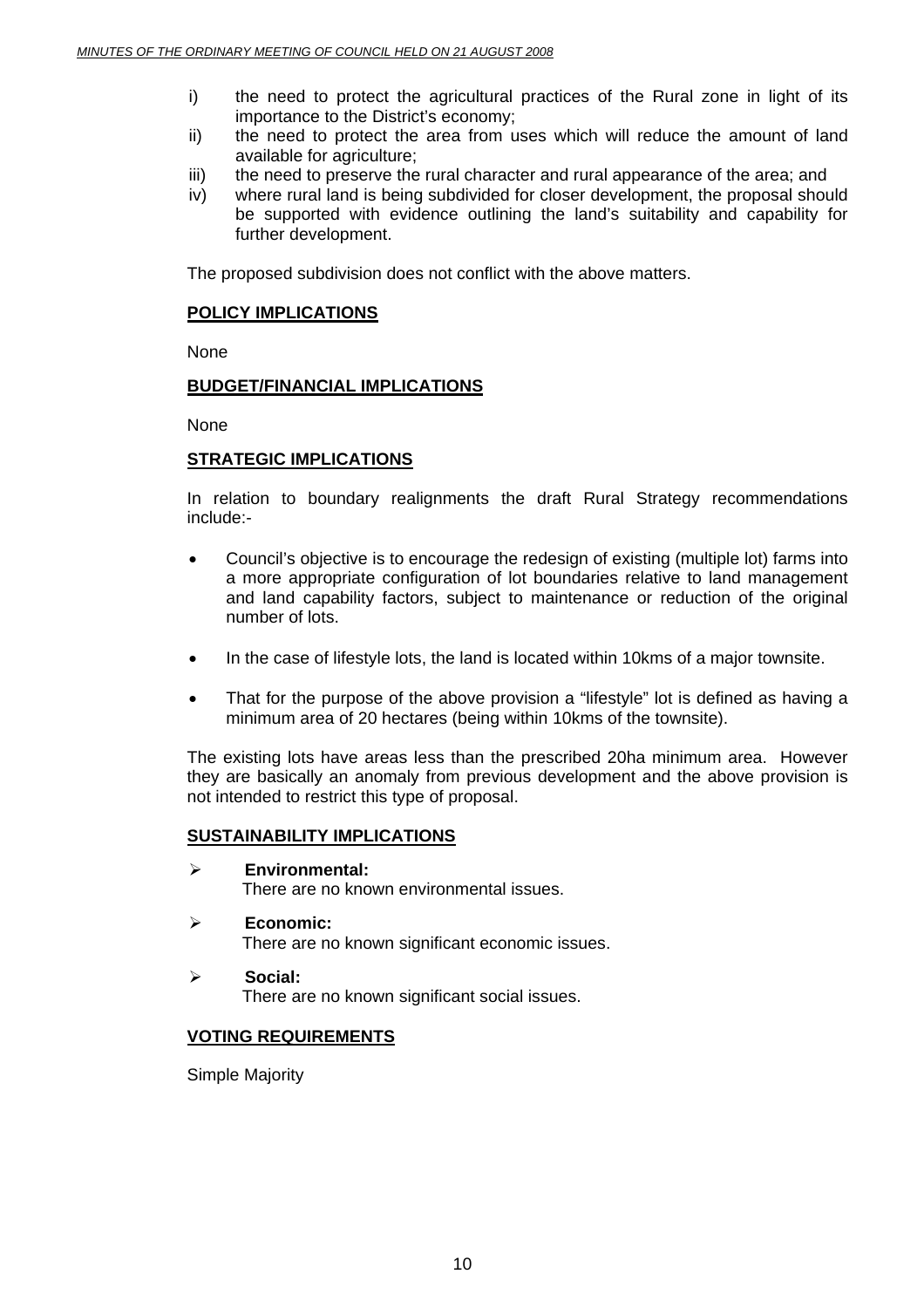i) the need to protect the agricultural practices of the Rural zone in light of its importance to the District's economy;
ii) the need to protect the area from uses which will reduce the amount of land available for agriculture;
iii) the need to preserve the rural character and rural appearance of the area; and
iv) where rural land is being subdivided for closer development, the proposal should be supported with evidence outlining the land's suitability and capability for further development.

The proposed subdivision does not conflict with the above matters.

**POLICY IMPLICATIONS**

None

**BUDGET/FINANCIAL IMPLICATIONS**

None

**STRATEGIC IMPLICATIONS**

In relation to boundary realignments the draft Rural Strategy recommendations include:-

- Council's objective is to encourage the redesign of existing (multiple lot) farms into a more appropriate configuration of lot boundaries relative to land management and land capability factors, subject to maintenance or reduction of the original number of lots.
- In the case of lifestyle lots, the land is located within 10kms of a major townsite.
- That for the purpose of the above provision a "lifestyle" lot is defined as having a minimum area of 20 hectares (being within 10kms of the townsite).

The existing lots have areas less than the prescribed 20ha minimum area. However they are basically an anomaly from previous development and the above provision is not intended to restrict this type of proposal.

**SUSTAINABILITY IMPLICATIONS**

- **Environmental:**
  There are no known environmental issues.
- **Economic:**
  There are no known significant economic issues.
- **Social:**
  There are no known significant social issues.

**VOTING REQUIREMENTS**

Simple Majority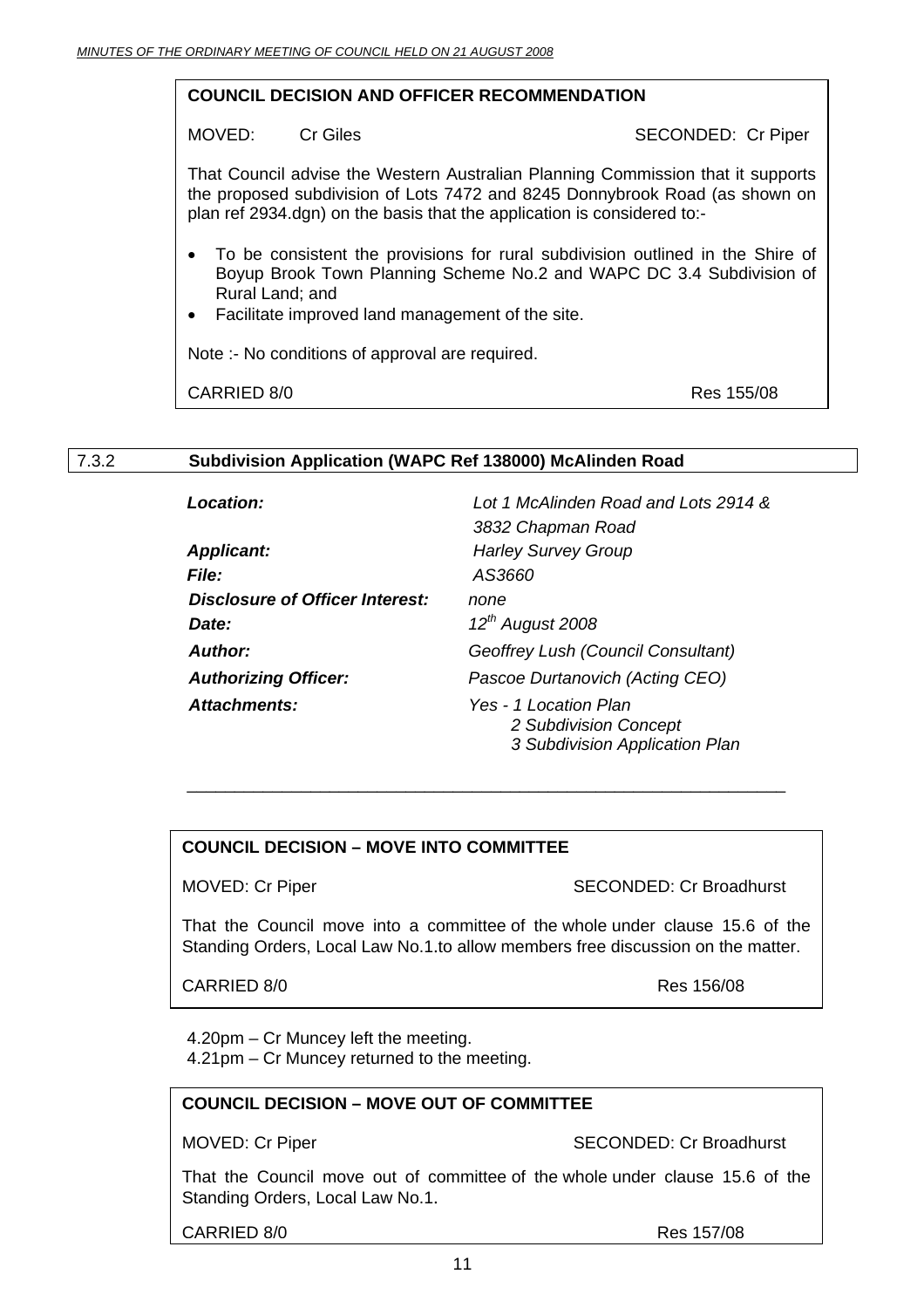**COUNCIL DECISION AND OFFICER RECOMMENDATION**

MOVED: Cr Giles SECONDED: Cr Piper

That Council advise the Western Australian Planning Commission that it supports the proposed subdivision of Lots 7472 and 8245 Donnybrook Road (as shown on plan ref 2934.dgn) on the basis that the application is considered to:-

- To be consistent the provisions for rural subdivision outlined in the Shire of Boyup Brook Town Planning Scheme No.2 and WAPC DC 3.4 Subdivision of Rural Land; and
- Facilitate improved land management of the site.

Note :- No conditions of approval are required.

CARRIED 8/0 Res 155/08

## 7.3.2 Subdivision Application (WAPC Ref 138000) McAlinden Road

| | |
|---|---|
| ***Location:*** | *Lot 1 McAlinden Road and Lots 2914 & 3832 Chapman Road* |
| ***Applicant:*** | *Harley Survey Group* |
| ***File:*** | *AS3660* |
| ***Disclosure of Officer Interest:*** | *none* |
| ***Date:*** | *12th August 2008* |
| ***Author:*** | *Geoffrey Lush (Council Consultant)* |
| ***Authorizing Officer:*** | *Pascoe Durtanovich (Acting CEO)* |
| ***Attachments:*** | *Yes - 1 Location Plan<br>2 Subdivision Concept<br>3 Subdivision Application Plan* |

---

**COUNCIL DECISION – MOVE INTO COMMITTEE**

MOVED: Cr Piper SECONDED: Cr Broadhurst

That the Council move into a committee of the whole under clause 15.6 of the Standing Orders, Local Law No.1.to allow members free discussion on the matter.

CARRIED 8/0 Res 156/08

4.20pm – Cr Muncey left the meeting.
4.21pm – Cr Muncey returned to the meeting.

**COUNCIL DECISION – MOVE OUT OF COMMITTEE**

MOVED: Cr Piper SECONDED: Cr Broadhurst

That the Council move out of committee of the whole under clause 15.6 of the Standing Orders, Local Law No.1.

CARRIED 8/0 Res 157/08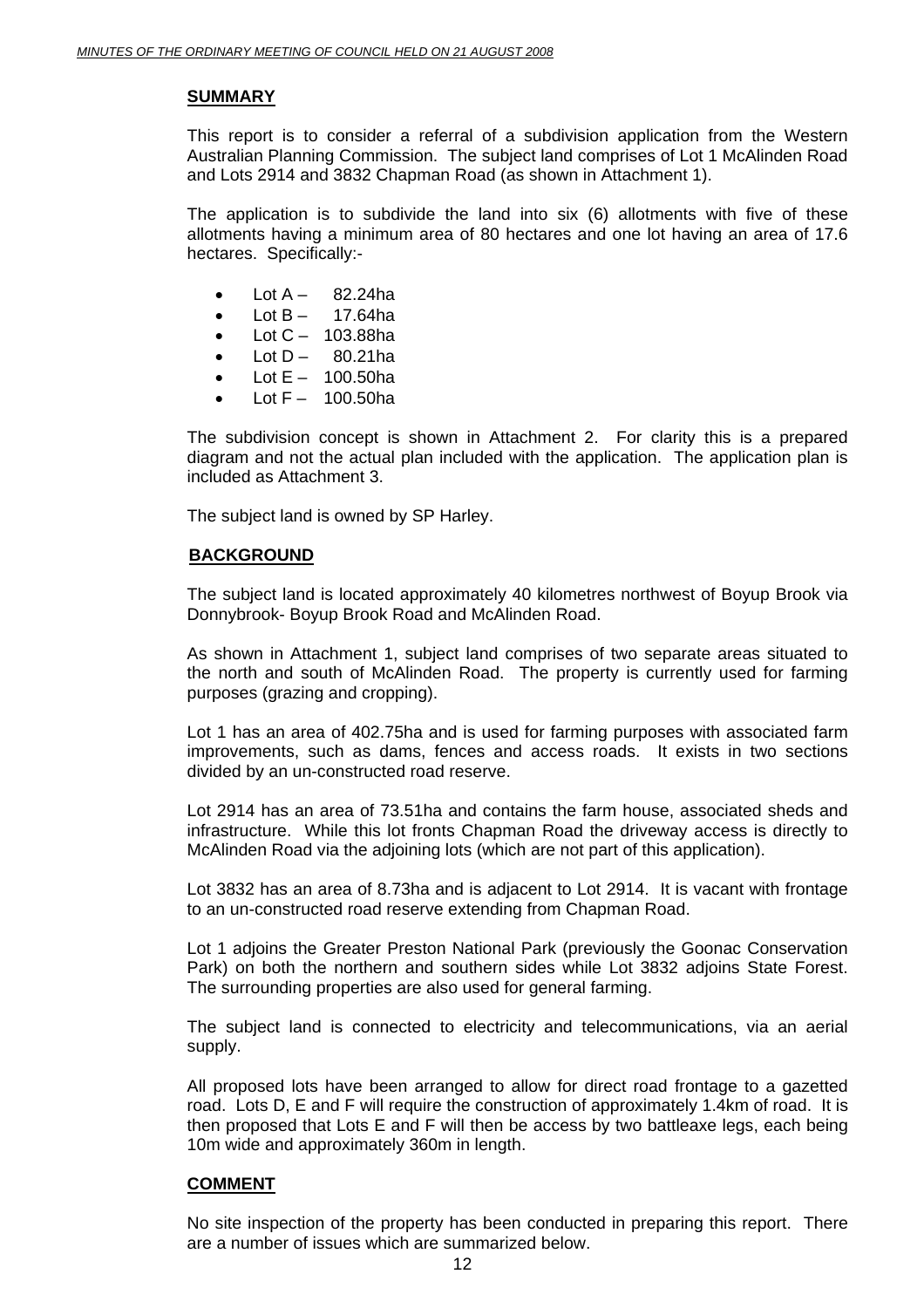## SUMMARY

This report is to consider a referral of a subdivision application from the Western Australian Planning Commission. The subject land comprises of Lot 1 McAlinden Road and Lots 2914 and 3832 Chapman Road (as shown in Attachment 1).

The application is to subdivide the land into six (6) allotments with five of these allotments having a minimum area of 80 hectares and one lot having an area of 17.6 hectares. Specifically:-

- Lot A – 82.24ha
- Lot B – 17.64ha
- Lot C – 103.88ha
- Lot D – 80.21ha
- Lot E – 100.50ha
- Lot F – 100.50ha

The subdivision concept is shown in Attachment 2. For clarity this is a prepared diagram and not the actual plan included with the application. The application plan is included as Attachment 3.

The subject land is owned by SP Harley.

## BACKGROUND

The subject land is located approximately 40 kilometres northwest of Boyup Brook via Donnybrook- Boyup Brook Road and McAlinden Road.

As shown in Attachment 1, subject land comprises of two separate areas situated to the north and south of McAlinden Road. The property is currently used for farming purposes (grazing and cropping).

Lot 1 has an area of 402.75ha and is used for farming purposes with associated farm improvements, such as dams, fences and access roads. It exists in two sections divided by an un-constructed road reserve.

Lot 2914 has an area of 73.51ha and contains the farm house, associated sheds and infrastructure. While this lot fronts Chapman Road the driveway access is directly to McAlinden Road via the adjoining lots (which are not part of this application).

Lot 3832 has an area of 8.73ha and is adjacent to Lot 2914. It is vacant with frontage to an un-constructed road reserve extending from Chapman Road.

Lot 1 adjoins the Greater Preston National Park (previously the Goonac Conservation Park) on both the northern and southern sides while Lot 3832 adjoins State Forest. The surrounding properties are also used for general farming.

The subject land is connected to electricity and telecommunications, via an aerial supply.

All proposed lots have been arranged to allow for direct road frontage to a gazetted road. Lots D, E and F will require the construction of approximately 1.4km of road. It is then proposed that Lots E and F will then be access by two battleaxe legs, each being 10m wide and approximately 360m in length.

## COMMENT

No site inspection of the property has been conducted in preparing this report. There are a number of issues which are summarized below.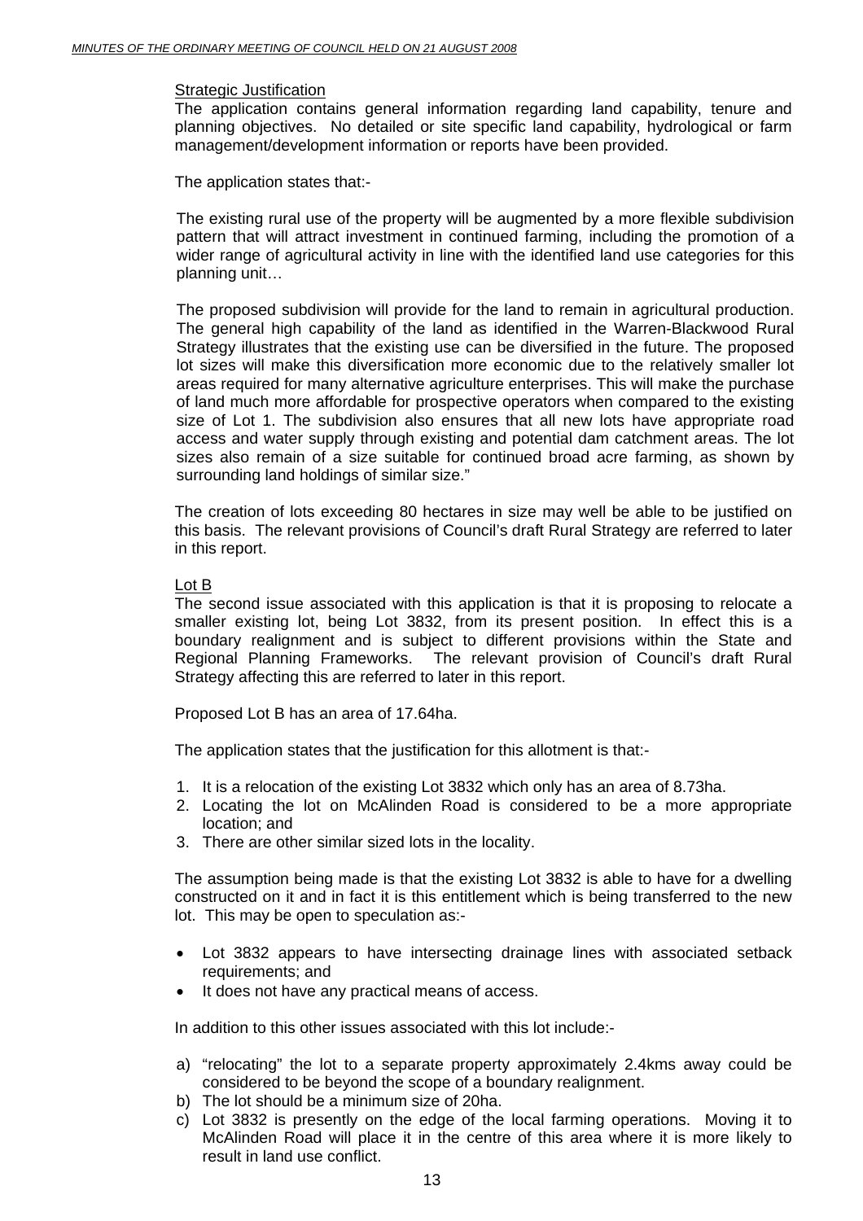Strategic Justification

The application contains general information regarding land capability, tenure and planning objectives. No detailed or site specific land capability, hydrological or farm management/development information or reports have been provided.

The application states that:-

> The existing rural use of the property will be augmented by a more flexible subdivision pattern that will attract investment in continued farming, including the promotion of a wider range of agricultural activity in line with the identified land use categories for this planning unit…
>
> The proposed subdivision will provide for the land to remain in agricultural production. The general high capability of the land as identified in the Warren-Blackwood Rural Strategy illustrates that the existing use can be diversified in the future. The proposed lot sizes will make this diversification more economic due to the relatively smaller lot areas required for many alternative agriculture enterprises. This will make the purchase of land much more affordable for prospective operators when compared to the existing size of Lot 1. The subdivision also ensures that all new lots have appropriate road access and water supply through existing and potential dam catchment areas. The lot sizes also remain of a size suitable for continued broad acre farming, as shown by surrounding land holdings of similar size."

The creation of lots exceeding 80 hectares in size may well be able to be justified on this basis. The relevant provisions of Council's draft Rural Strategy are referred to later in this report.

Lot B

The second issue associated with this application is that it is proposing to relocate a smaller existing lot, being Lot 3832, from its present position. In effect this is a boundary realignment and is subject to different provisions within the State and Regional Planning Frameworks. The relevant provision of Council's draft Rural Strategy affecting this are referred to later in this report.

Proposed Lot B has an area of 17.64ha.

The application states that the justification for this allotment is that:-

1. It is a relocation of the existing Lot 3832 which only has an area of 8.73ha.
2. Locating the lot on McAlinden Road is considered to be a more appropriate location; and
3. There are other similar sized lots in the locality.

The assumption being made is that the existing Lot 3832 is able to have for a dwelling constructed on it and in fact it is this entitlement which is being transferred to the new lot. This may be open to speculation as:-

- Lot 3832 appears to have intersecting drainage lines with associated setback requirements; and
- It does not have any practical means of access.

In addition to this other issues associated with this lot include:-

a) "relocating" the lot to a separate property approximately 2.4kms away could be considered to be beyond the scope of a boundary realignment.
b) The lot should be a minimum size of 20ha.
c) Lot 3832 is presently on the edge of the local farming operations. Moving it to McAlinden Road will place it in the centre of this area where it is more likely to result in land use conflict.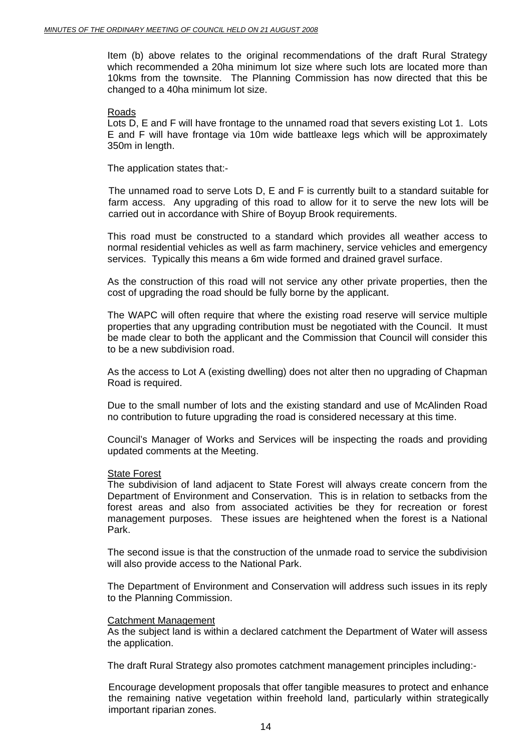Item (b) above relates to the original recommendations of the draft Rural Strategy which recommended a 20ha minimum lot size where such lots are located more than 10kms from the townsite. The Planning Commission has now directed that this be changed to a 40ha minimum lot size.

<u>Roads</u>
Lots D, E and F will have frontage to the unnamed road that severs existing Lot 1. Lots E and F will have frontage via 10m wide battleaxe legs which will be approximately 350m in length.

The application states that:-

> The unnamed road to serve Lots D, E and F is currently built to a standard suitable for farm access. Any upgrading of this road to allow for it to serve the new lots will be carried out in accordance with Shire of Boyup Brook requirements.

This road must be constructed to a standard which provides all weather access to normal residential vehicles as well as farm machinery, service vehicles and emergency services. Typically this means a 6m wide formed and drained gravel surface.

As the construction of this road will not service any other private properties, then the cost of upgrading the road should be fully borne by the applicant.

The WAPC will often require that where the existing road reserve will service multiple properties that any upgrading contribution must be negotiated with the Council. It must be made clear to both the applicant and the Commission that Council will consider this to be a new subdivision road.

As the access to Lot A (existing dwelling) does not alter then no upgrading of Chapman Road is required.

Due to the small number of lots and the existing standard and use of McAlinden Road no contribution to future upgrading the road is considered necessary at this time.

Council's Manager of Works and Services will be inspecting the roads and providing updated comments at the Meeting.

<u>State Forest</u>
The subdivision of land adjacent to State Forest will always create concern from the Department of Environment and Conservation. This is in relation to setbacks from the forest areas and also from associated activities be they for recreation or forest management purposes. These issues are heightened when the forest is a National Park.

The second issue is that the construction of the unmade road to service the subdivision will also provide access to the National Park.

The Department of Environment and Conservation will address such issues in its reply to the Planning Commission.

<u>Catchment Management</u>
As the subject land is within a declared catchment the Department of Water will assess the application.

The draft Rural Strategy also promotes catchment management principles including:-

> Encourage development proposals that offer tangible measures to protect and enhance the remaining native vegetation within freehold land, particularly within strategically important riparian zones.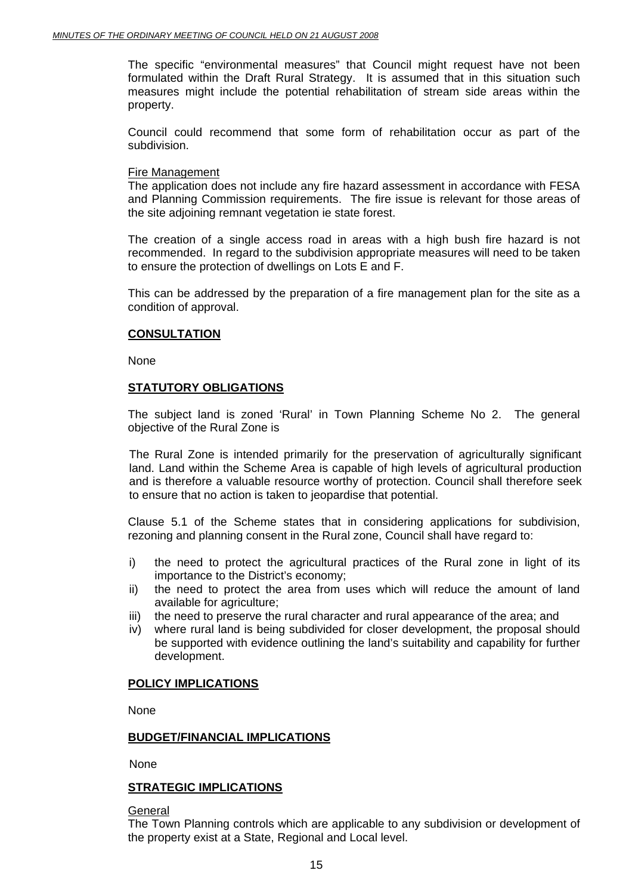The specific "environmental measures" that Council might request have not been formulated within the Draft Rural Strategy. It is assumed that in this situation such measures might include the potential rehabilitation of stream side areas within the property.

Council could recommend that some form of rehabilitation occur as part of the subdivision.

Fire Management

The application does not include any fire hazard assessment in accordance with FESA and Planning Commission requirements. The fire issue is relevant for those areas of the site adjoining remnant vegetation ie state forest.

The creation of a single access road in areas with a high bush fire hazard is not recommended. In regard to the subdivision appropriate measures will need to be taken to ensure the protection of dwellings on Lots E and F.

This can be addressed by the preparation of a fire management plan for the site as a condition of approval.

## CONSULTATION

None

## STATUTORY OBLIGATIONS

The subject land is zoned 'Rural' in Town Planning Scheme No 2. The general objective of the Rural Zone is

> The Rural Zone is intended primarily for the preservation of agriculturally significant land. Land within the Scheme Area is capable of high levels of agricultural production and is therefore a valuable resource worthy of protection. Council shall therefore seek to ensure that no action is taken to jeopardise that potential.

Clause 5.1 of the Scheme states that in considering applications for subdivision, rezoning and planning consent in the Rural zone, Council shall have regard to:

i) the need to protect the agricultural practices of the Rural zone in light of its importance to the District's economy;
ii) the need to protect the area from uses which will reduce the amount of land available for agriculture;
iii) the need to preserve the rural character and rural appearance of the area; and
iv) where rural land is being subdivided for closer development, the proposal should be supported with evidence outlining the land's suitability and capability for further development.

## POLICY IMPLICATIONS

None

## BUDGET/FINANCIAL IMPLICATIONS

None

## STRATEGIC IMPLICATIONS

General

The Town Planning controls which are applicable to any subdivision or development of the property exist at a State, Regional and Local level.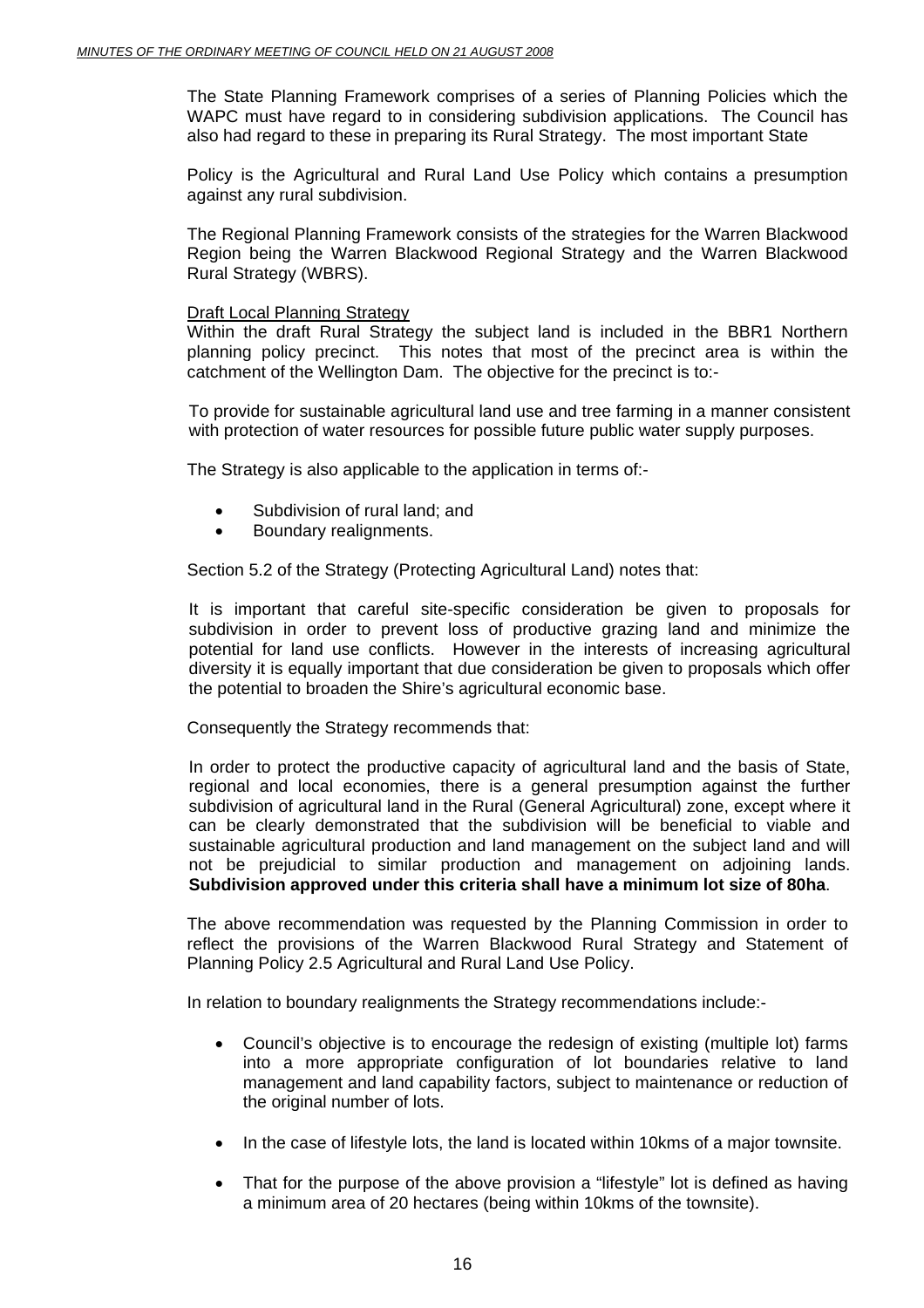The State Planning Framework comprises of a series of Planning Policies which the WAPC must have regard to in considering subdivision applications. The Council has also had regard to these in preparing its Rural Strategy. The most important State

Policy is the Agricultural and Rural Land Use Policy which contains a presumption against any rural subdivision.

The Regional Planning Framework consists of the strategies for the Warren Blackwood Region being the Warren Blackwood Regional Strategy and the Warren Blackwood Rural Strategy (WBRS).

Draft Local Planning Strategy

Within the draft Rural Strategy the subject land is included in the BBR1 Northern planning policy precinct. This notes that most of the precinct area is within the catchment of the Wellington Dam. The objective for the precinct is to:-

To provide for sustainable agricultural land use and tree farming in a manner consistent with protection of water resources for possible future public water supply purposes.

The Strategy is also applicable to the application in terms of:-

- Subdivision of rural land; and
- Boundary realignments.

Section 5.2 of the Strategy (Protecting Agricultural Land) notes that:

It is important that careful site-specific consideration be given to proposals for subdivision in order to prevent loss of productive grazing land and minimize the potential for land use conflicts. However in the interests of increasing agricultural diversity it is equally important that due consideration be given to proposals which offer the potential to broaden the Shire's agricultural economic base.

Consequently the Strategy recommends that:

In order to protect the productive capacity of agricultural land and the basis of State, regional and local economies, there is a general presumption against the further subdivision of agricultural land in the Rural (General Agricultural) zone, except where it can be clearly demonstrated that the subdivision will be beneficial to viable and sustainable agricultural production and land management on the subject land and will not be prejudicial to similar production and management on adjoining lands. **Subdivision approved under this criteria shall have a minimum lot size of 80ha**.

The above recommendation was requested by the Planning Commission in order to reflect the provisions of the Warren Blackwood Rural Strategy and Statement of Planning Policy 2.5 Agricultural and Rural Land Use Policy.

In relation to boundary realignments the Strategy recommendations include:-

- Council's objective is to encourage the redesign of existing (multiple lot) farms into a more appropriate configuration of lot boundaries relative to land management and land capability factors, subject to maintenance or reduction of the original number of lots.
- In the case of lifestyle lots, the land is located within 10kms of a major townsite.
- That for the purpose of the above provision a "lifestyle" lot is defined as having a minimum area of 20 hectares (being within 10kms of the townsite).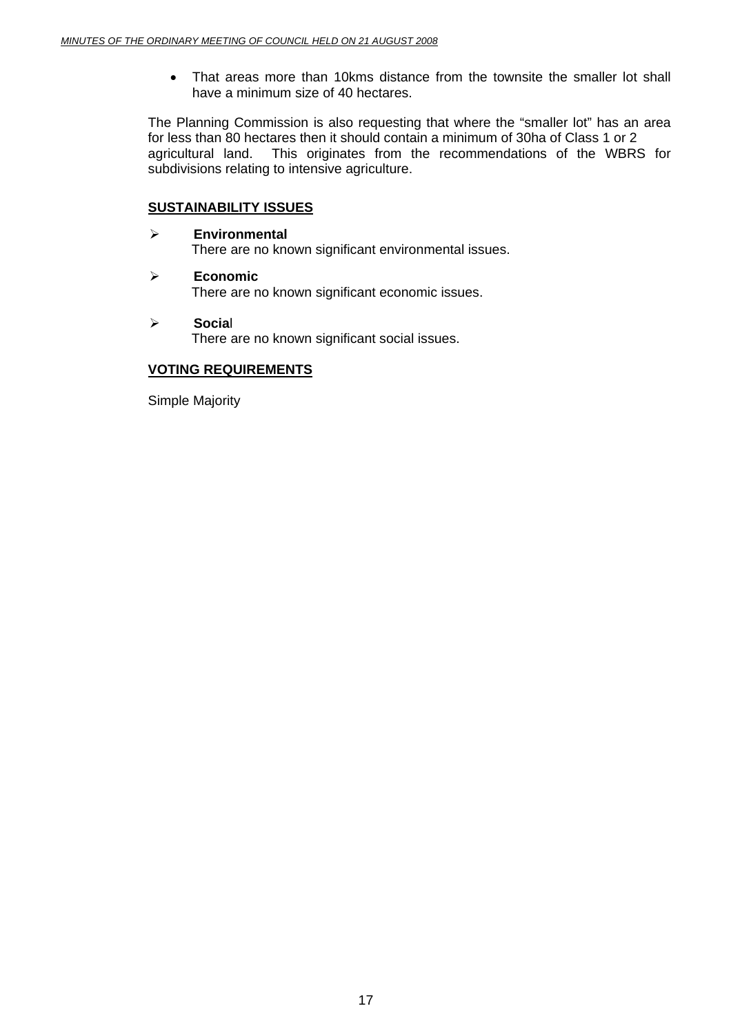- That areas more than 10kms distance from the townsite the smaller lot shall have a minimum size of 40 hectares.

The Planning Commission is also requesting that where the "smaller lot" has an area for less than 80 hectares then it should contain a minimum of 30ha of Class 1 or 2 agricultural land. This originates from the recommendations of the WBRS for subdivisions relating to intensive agriculture.

## SUSTAINABILITY ISSUES

- **Environmental**
  There are no known significant environmental issues.

- **Economic**
  There are no known significant economic issues.

- **Social**
  There are no known significant social issues.

## VOTING REQUIREMENTS

Simple Majority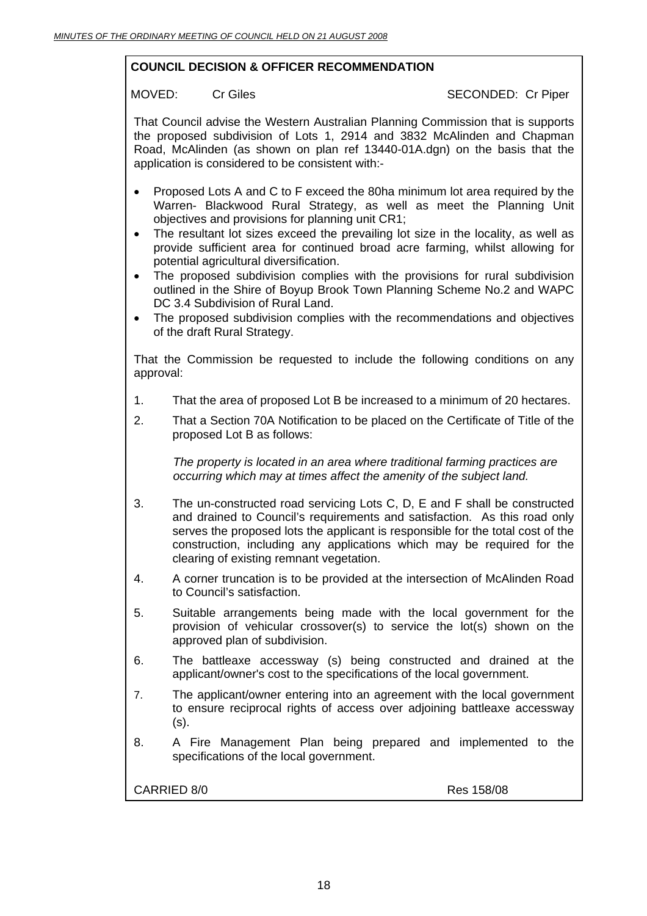**COUNCIL DECISION & OFFICER RECOMMENDATION**

MOVED: Cr Giles SECONDED: Cr Piper

That Council advise the Western Australian Planning Commission that is supports the proposed subdivision of Lots 1, 2914 and 3832 McAlinden and Chapman Road, McAlinden (as shown on plan ref 13440-01A.dgn) on the basis that the application is considered to be consistent with:-

- Proposed Lots A and C to F exceed the 80ha minimum lot area required by the Warren- Blackwood Rural Strategy, as well as meet the Planning Unit objectives and provisions for planning unit CR1;
- The resultant lot sizes exceed the prevailing lot size in the locality, as well as provide sufficient area for continued broad acre farming, whilst allowing for potential agricultural diversification.
- The proposed subdivision complies with the provisions for rural subdivision outlined in the Shire of Boyup Brook Town Planning Scheme No.2 and WAPC DC 3.4 Subdivision of Rural Land.
- The proposed subdivision complies with the recommendations and objectives of the draft Rural Strategy.

That the Commission be requested to include the following conditions on any approval:

1. That the area of proposed Lot B be increased to a minimum of 20 hectares.
2. That a Section 70A Notification to be placed on the Certificate of Title of the proposed Lot B as follows:

   *The property is located in an area where traditional farming practices are occurring which may at times affect the amenity of the subject land.*

3. The un-constructed road servicing Lots C, D, E and F shall be constructed and drained to Council's requirements and satisfaction. As this road only serves the proposed lots the applicant is responsible for the total cost of the construction, including any applications which may be required for the clearing of existing remnant vegetation.
4. A corner truncation is to be provided at the intersection of McAlinden Road to Council's satisfaction.
5. Suitable arrangements being made with the local government for the provision of vehicular crossover(s) to service the lot(s) shown on the approved plan of subdivision.
6. The battleaxe accessway (s) being constructed and drained at the applicant/owner's cost to the specifications of the local government.
7. The applicant/owner entering into an agreement with the local government to ensure reciprocal rights of access over adjoining battleaxe accessway (s).
8. A Fire Management Plan being prepared and implemented to the specifications of the local government.

CARRIED 8/0 Res 158/08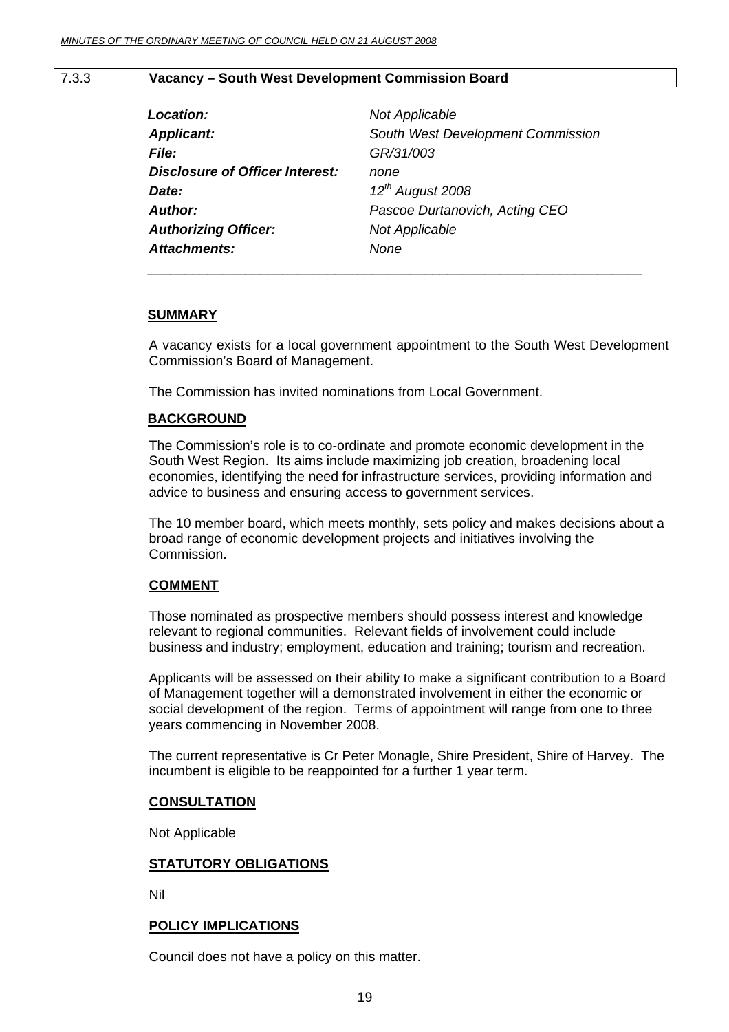## 7.3.3 Vacancy – South West Development Commission Board

| | |
|---|---|
| ***Location:*** | *Not Applicable* |
| ***Applicant:*** | *South West Development Commission* |
| ***File:*** | *GR/31/003* |
| ***Disclosure of Officer Interest:*** | *none* |
| ***Date:*** | *12th August 2008* |
| ***Author:*** | *Pascoe Durtanovich, Acting CEO* |
| ***Authorizing Officer:*** | *Not Applicable* |
| ***Attachments:*** | *None* |

### SUMMARY

A vacancy exists for a local government appointment to the South West Development Commission's Board of Management.

The Commission has invited nominations from Local Government.

### BACKGROUND

The Commission's role is to co-ordinate and promote economic development in the South West Region. Its aims include maximizing job creation, broadening local economies, identifying the need for infrastructure services, providing information and advice to business and ensuring access to government services.

The 10 member board, which meets monthly, sets policy and makes decisions about a broad range of economic development projects and initiatives involving the Commission.

### COMMENT

Those nominated as prospective members should possess interest and knowledge relevant to regional communities. Relevant fields of involvement could include business and industry; employment, education and training; tourism and recreation.

Applicants will be assessed on their ability to make a significant contribution to a Board of Management together will a demonstrated involvement in either the economic or social development of the region. Terms of appointment will range from one to three years commencing in November 2008.

The current representative is Cr Peter Monagle, Shire President, Shire of Harvey. The incumbent is eligible to be reappointed for a further 1 year term.

### CONSULTATION

Not Applicable

### STATUTORY OBLIGATIONS

Nil

### POLICY IMPLICATIONS

Council does not have a policy on this matter.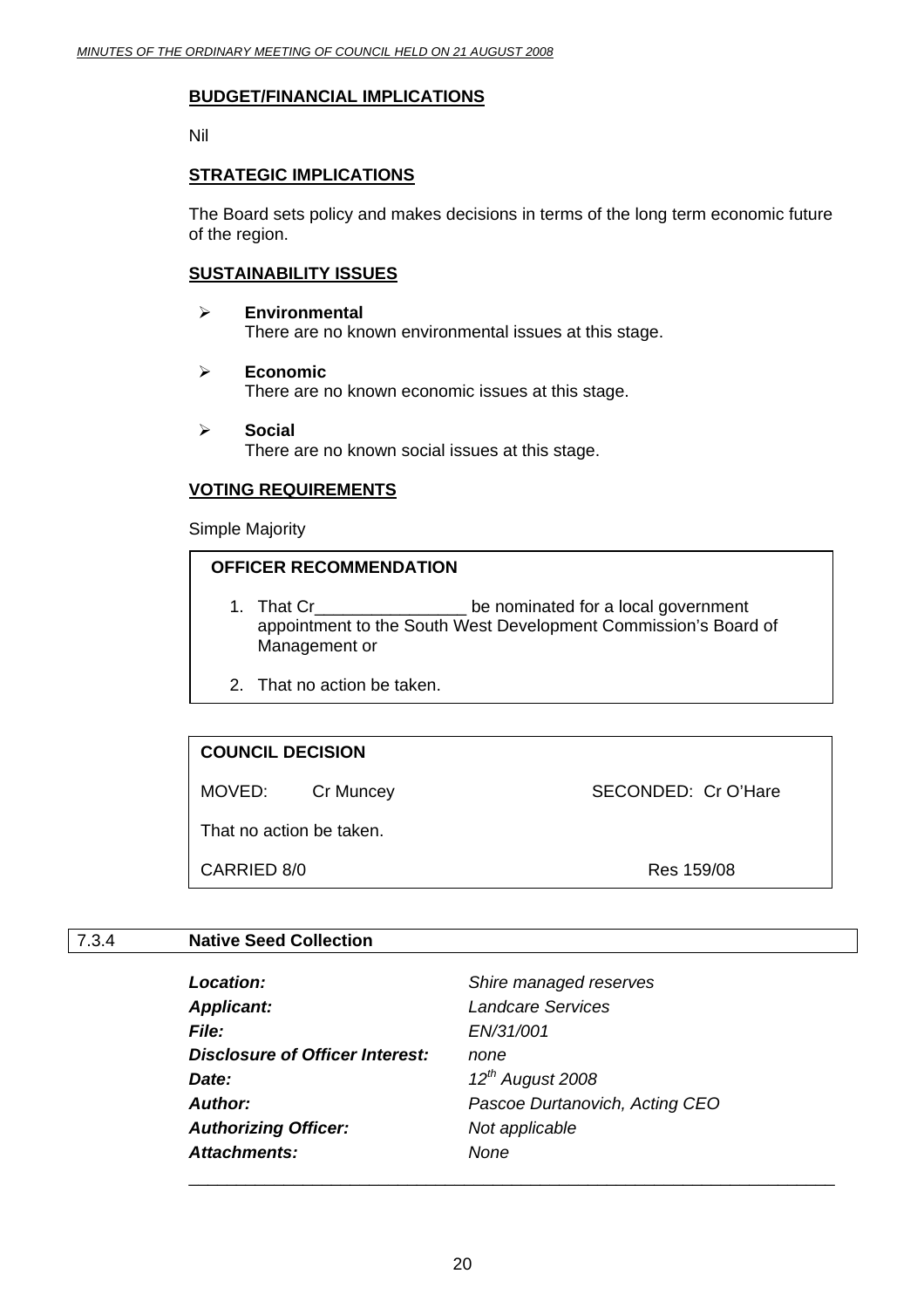**BUDGET/FINANCIAL IMPLICATIONS**

Nil

**STRATEGIC IMPLICATIONS**

The Board sets policy and makes decisions in terms of the long term economic future of the region.

**SUSTAINABILITY ISSUES**

- **Environmental**
  There are no known environmental issues at this stage.

- **Economic**
  There are no known economic issues at this stage.

- **Social**
  There are no known social issues at this stage.

**VOTING REQUIREMENTS**

Simple Majority

**OFFICER RECOMMENDATION**

1. That Cr________________ be nominated for a local government appointment to the South West Development Commission's Board of Management or

2. That no action be taken.

**COUNCIL DECISION**

MOVED: Cr Muncey SECONDED: Cr O'Hare

That no action be taken.

CARRIED 8/0 Res 159/08

### 7.3.4 Native Seed Collection

| | |
|---|---|
| ***Location:*** | *Shire managed reserves* |
| ***Applicant:*** | *Landcare Services* |
| ***File:*** | *EN/31/001* |
| ***Disclosure of Officer Interest:*** | *none* |
| ***Date:*** | *12th August 2008* |
| ***Author:*** | *Pascoe Durtanovich, Acting CEO* |
| ***Authorizing Officer:*** | *Not applicable* |
| ***Attachments:*** | *None* |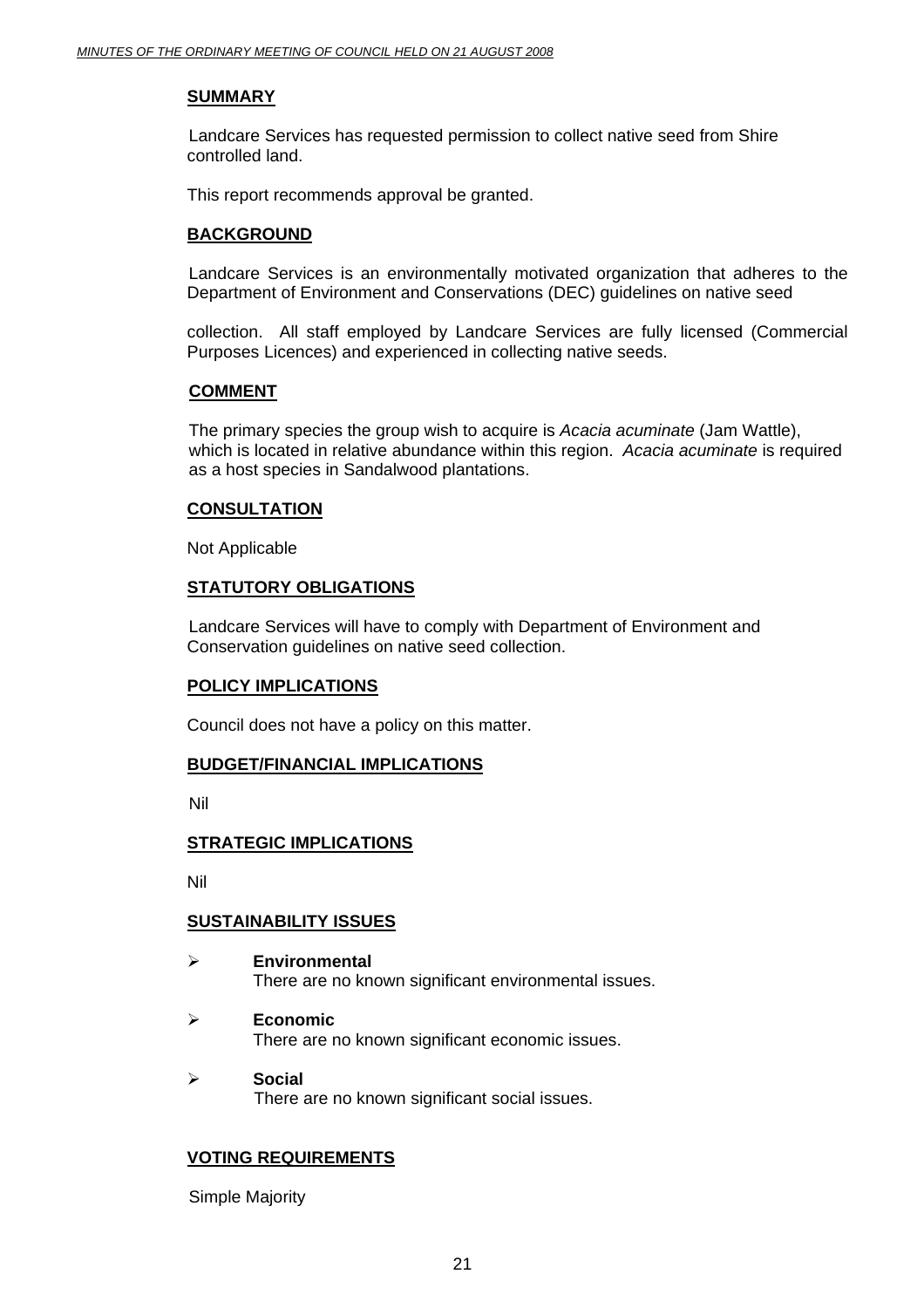**SUMMARY**

Landcare Services has requested permission to collect native seed from Shire controlled land.

This report recommends approval be granted.

**BACKGROUND**

Landcare Services is an environmentally motivated organization that adheres to the Department of Environment and Conservations (DEC) guidelines on native seed

collection. All staff employed by Landcare Services are fully licensed (Commercial Purposes Licences) and experienced in collecting native seeds.

**COMMENT**

The primary species the group wish to acquire is *Acacia acuminate* (Jam Wattle), which is located in relative abundance within this region. *Acacia acuminate* is required as a host species in Sandalwood plantations.

**CONSULTATION**

Not Applicable

**STATUTORY OBLIGATIONS**

Landcare Services will have to comply with Department of Environment and Conservation guidelines on native seed collection.

**POLICY IMPLICATIONS**

Council does not have a policy on this matter.

**BUDGET/FINANCIAL IMPLICATIONS**

Nil

**STRATEGIC IMPLICATIONS**

Nil

**SUSTAINABILITY ISSUES**

- **Environmental**
  There are no known significant environmental issues.

- **Economic**
  There are no known significant economic issues.

- **Social**
  There are no known significant social issues.

**VOTING REQUIREMENTS**

Simple Majority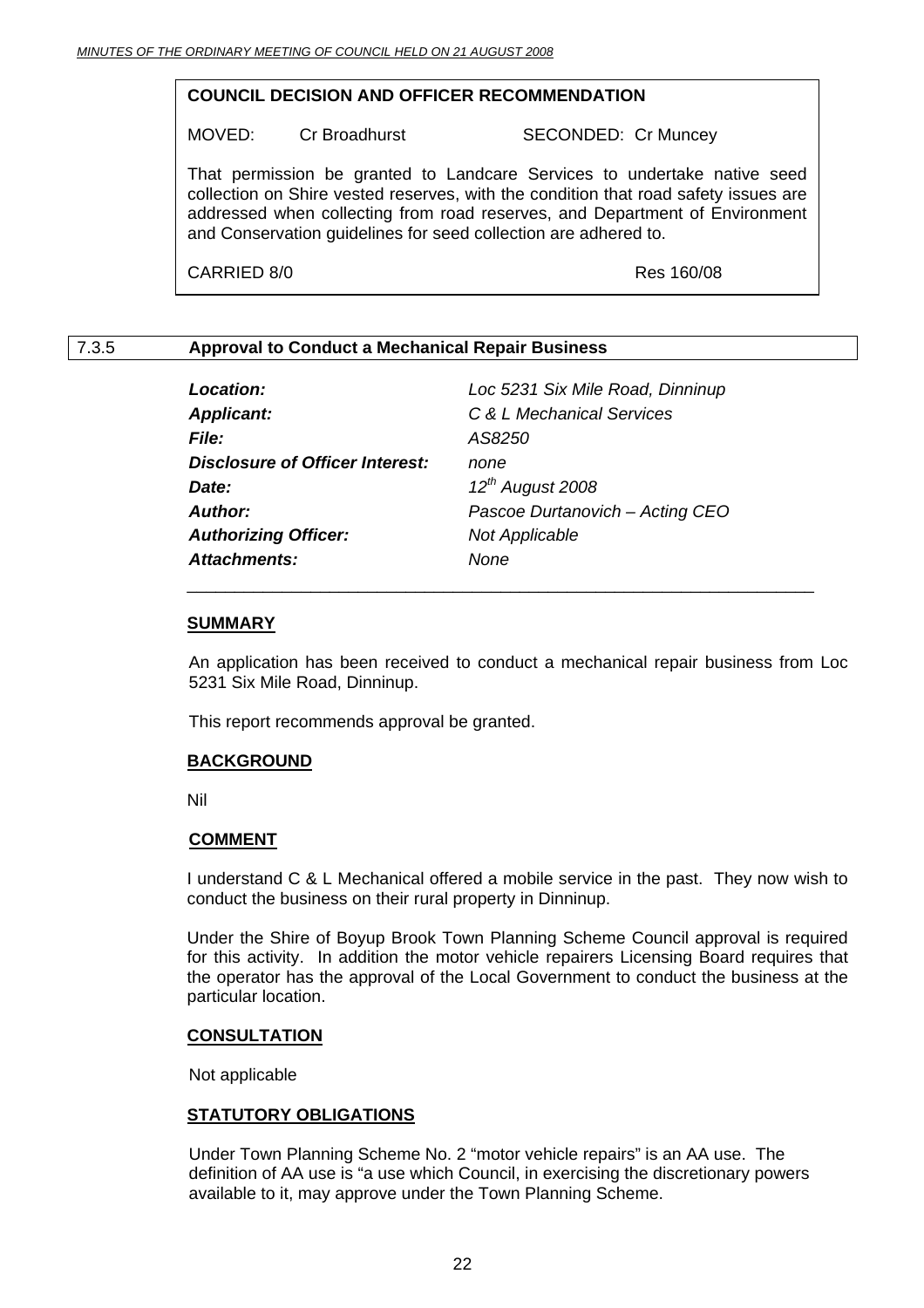**COUNCIL DECISION AND OFFICER RECOMMENDATION**

MOVED: Cr Broadhurst SECONDED: Cr Muncey

That permission be granted to Landcare Services to undertake native seed collection on Shire vested reserves, with the condition that road safety issues are addressed when collecting from road reserves, and Department of Environment and Conservation guidelines for seed collection are adhered to.

CARRIED 8/0 Res 160/08

### 7.3.5 Approval to Conduct a Mechanical Repair Business

| | |
|---|---|
| ***Location:*** | *Loc 5231 Six Mile Road, Dinninup* |
| ***Applicant:*** | *C & L Mechanical Services* |
| ***File:*** | *AS8250* |
| ***Disclosure of Officer Interest:*** | *none* |
| ***Date:*** | *12th August 2008* |
| ***Author:*** | *Pascoe Durtanovich – Acting CEO* |
| ***Authorizing Officer:*** | *Not Applicable* |
| ***Attachments:*** | *None* |

**SUMMARY**

An application has been received to conduct a mechanical repair business from Loc 5231 Six Mile Road, Dinninup.

This report recommends approval be granted.

**BACKGROUND**

Nil

**COMMENT**

I understand C & L Mechanical offered a mobile service in the past. They now wish to conduct the business on their rural property in Dinninup.

Under the Shire of Boyup Brook Town Planning Scheme Council approval is required for this activity. In addition the motor vehicle repairers Licensing Board requires that the operator has the approval of the Local Government to conduct the business at the particular location.

**CONSULTATION**

Not applicable

**STATUTORY OBLIGATIONS**

Under Town Planning Scheme No. 2 "motor vehicle repairs" is an AA use. The definition of AA use is "a use which Council, in exercising the discretionary powers available to it, may approve under the Town Planning Scheme.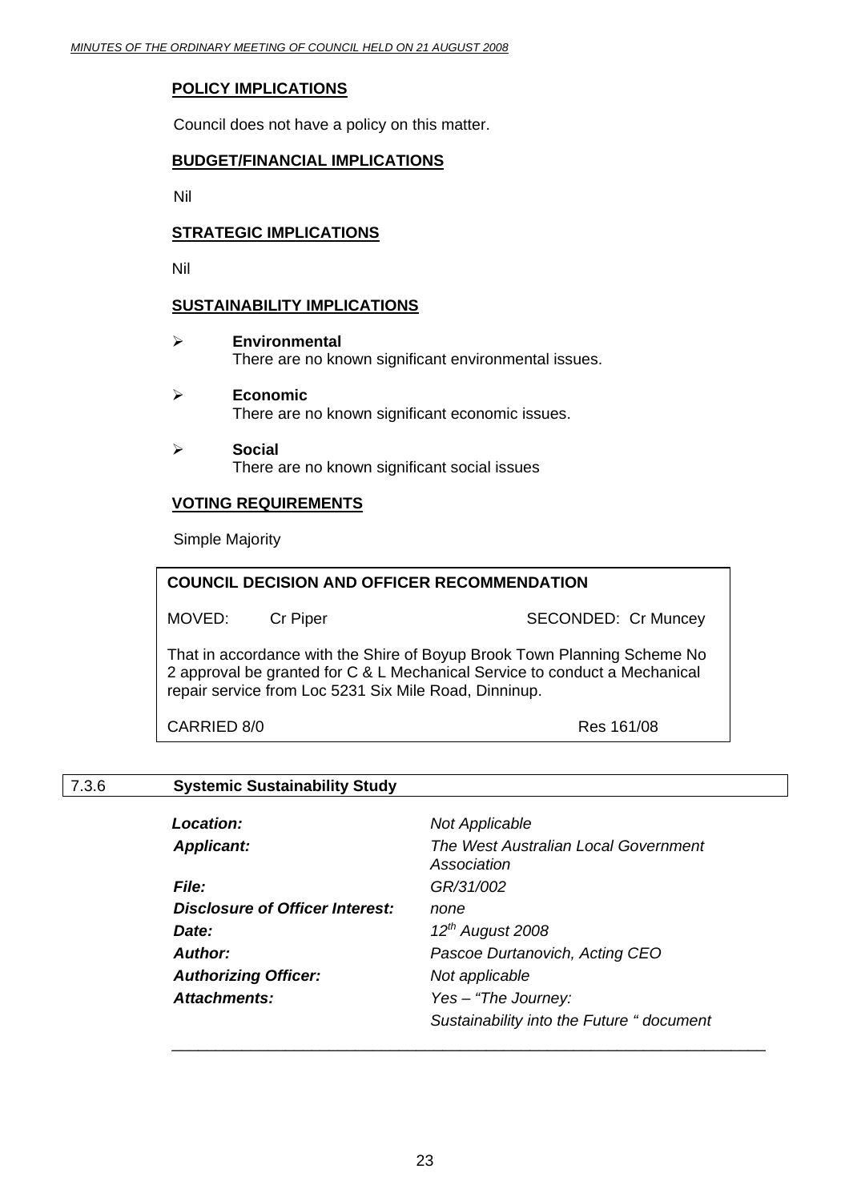**POLICY IMPLICATIONS**

Council does not have a policy on this matter.

**BUDGET/FINANCIAL IMPLICATIONS**

Nil

**STRATEGIC IMPLICATIONS**

Nil

**SUSTAINABILITY IMPLICATIONS**

- **Environmental**
  There are no known significant environmental issues.

- **Economic**
  There are no known significant economic issues.

- **Social**
  There are no known significant social issues

**VOTING REQUIREMENTS**

Simple Majority

**COUNCIL DECISION AND OFFICER RECOMMENDATION**

MOVED: Cr Piper SECONDED: Cr Muncey

That in accordance with the Shire of Boyup Brook Town Planning Scheme No 2 approval be granted for C & L Mechanical Service to conduct a Mechanical repair service from Loc 5231 Six Mile Road, Dinninup.

CARRIED 8/0 Res 161/08

## 7.3.6 Systemic Sustainability Study

| | |
|---|---|
| ***Location:*** | *Not Applicable* |
| ***Applicant:*** | *The West Australian Local Government Association* |
| ***File:*** | *GR/31/002* |
| ***Disclosure of Officer Interest:*** | *none* |
| ***Date:*** | *12th August 2008* |
| ***Author:*** | *Pascoe Durtanovich, Acting CEO* |
| ***Authorizing Officer:*** | *Not applicable* |
| ***Attachments:*** | *Yes – "The Journey: Sustainability into the Future " document* |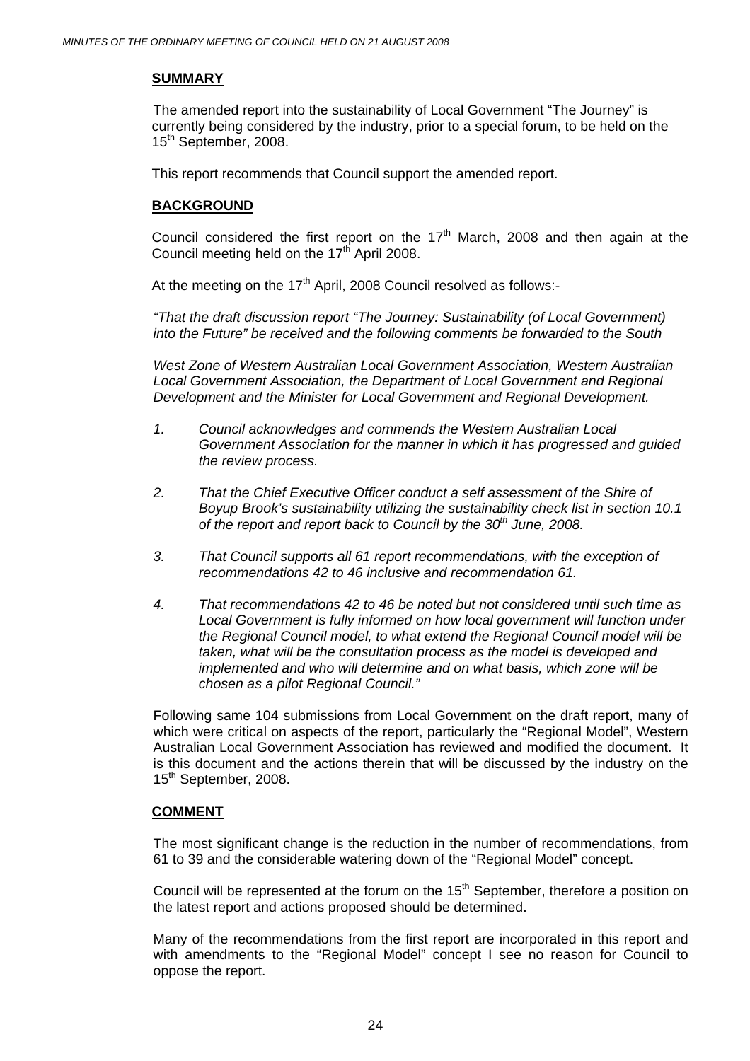## SUMMARY

The amended report into the sustainability of Local Government "The Journey" is currently being considered by the industry, prior to a special forum, to be held on the 15th September, 2008.

This report recommends that Council support the amended report.

## BACKGROUND

Council considered the first report on the 17th March, 2008 and then again at the Council meeting held on the 17th April 2008.

At the meeting on the 17th April, 2008 Council resolved as follows:-

*"That the draft discussion report "The Journey: Sustainability (of Local Government) into the Future" be received and the following comments be forwarded to the South*

*West Zone of Western Australian Local Government Association, Western Australian Local Government Association, the Department of Local Government and Regional Development and the Minister for Local Government and Regional Development.*

1. *Council acknowledges and commends the Western Australian Local Government Association for the manner in which it has progressed and guided the review process.*

2. *That the Chief Executive Officer conduct a self assessment of the Shire of Boyup Brook's sustainability utilizing the sustainability check list in section 10.1 of the report and report back to Council by the 30th June, 2008.*

3. *That Council supports all 61 report recommendations, with the exception of recommendations 42 to 46 inclusive and recommendation 61.*

4. *That recommendations 42 to 46 be noted but not considered until such time as Local Government is fully informed on how local government will function under the Regional Council model, to what extend the Regional Council model will be taken, what will be the consultation process as the model is developed and implemented and who will determine and on what basis, which zone will be chosen as a pilot Regional Council."*

Following same 104 submissions from Local Government on the draft report, many of which were critical on aspects of the report, particularly the "Regional Model", Western Australian Local Government Association has reviewed and modified the document. It is this document and the actions therein that will be discussed by the industry on the 15th September, 2008.

## COMMENT

The most significant change is the reduction in the number of recommendations, from 61 to 39 and the considerable watering down of the "Regional Model" concept.

Council will be represented at the forum on the 15th September, therefore a position on the latest report and actions proposed should be determined.

Many of the recommendations from the first report are incorporated in this report and with amendments to the "Regional Model" concept I see no reason for Council to oppose the report.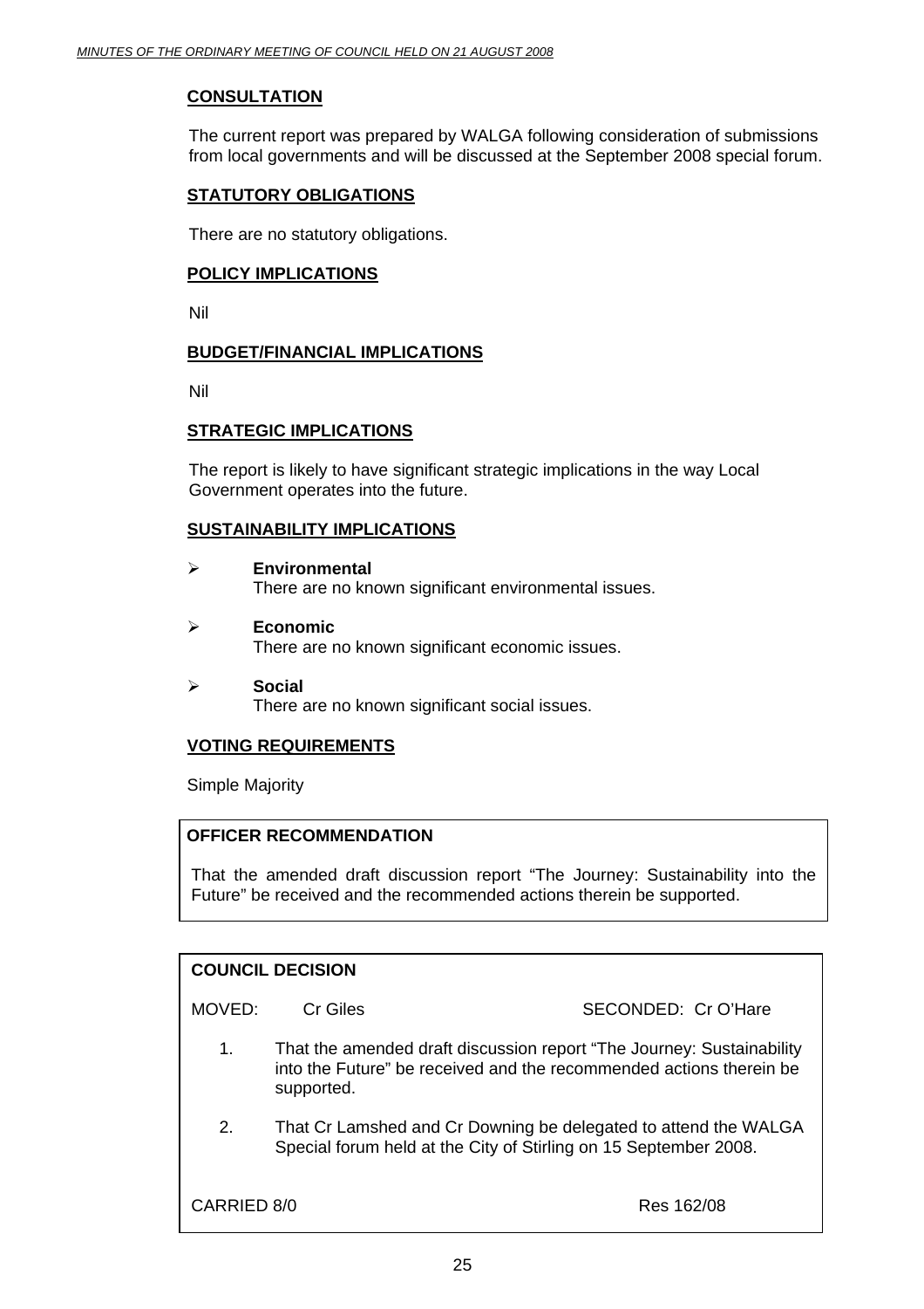## CONSULTATION

The current report was prepared by WALGA following consideration of submissions from local governments and will be discussed at the September 2008 special forum.

## STATUTORY OBLIGATIONS

There are no statutory obligations.

## POLICY IMPLICATIONS

Nil

## BUDGET/FINANCIAL IMPLICATIONS

Nil

## STRATEGIC IMPLICATIONS

The report is likely to have significant strategic implications in the way Local Government operates into the future.

## SUSTAINABILITY IMPLICATIONS

- **Environmental**
  There are no known significant environmental issues.
- **Economic**
  There are no known significant economic issues.
- **Social**
  There are no known significant social issues.

## VOTING REQUIREMENTS

Simple Majority

**OFFICER RECOMMENDATION**

That the amended draft discussion report "The Journey: Sustainability into the Future" be received and the recommended actions therein be supported.

**COUNCIL DECISION**

MOVED: Cr Giles SECONDED: Cr O'Hare

1. That the amended draft discussion report "The Journey: Sustainability into the Future" be received and the recommended actions therein be supported.
2. That Cr Lamshed and Cr Downing be delegated to attend the WALGA Special forum held at the City of Stirling on 15 September 2008.

CARRIED 8/0 Res 162/08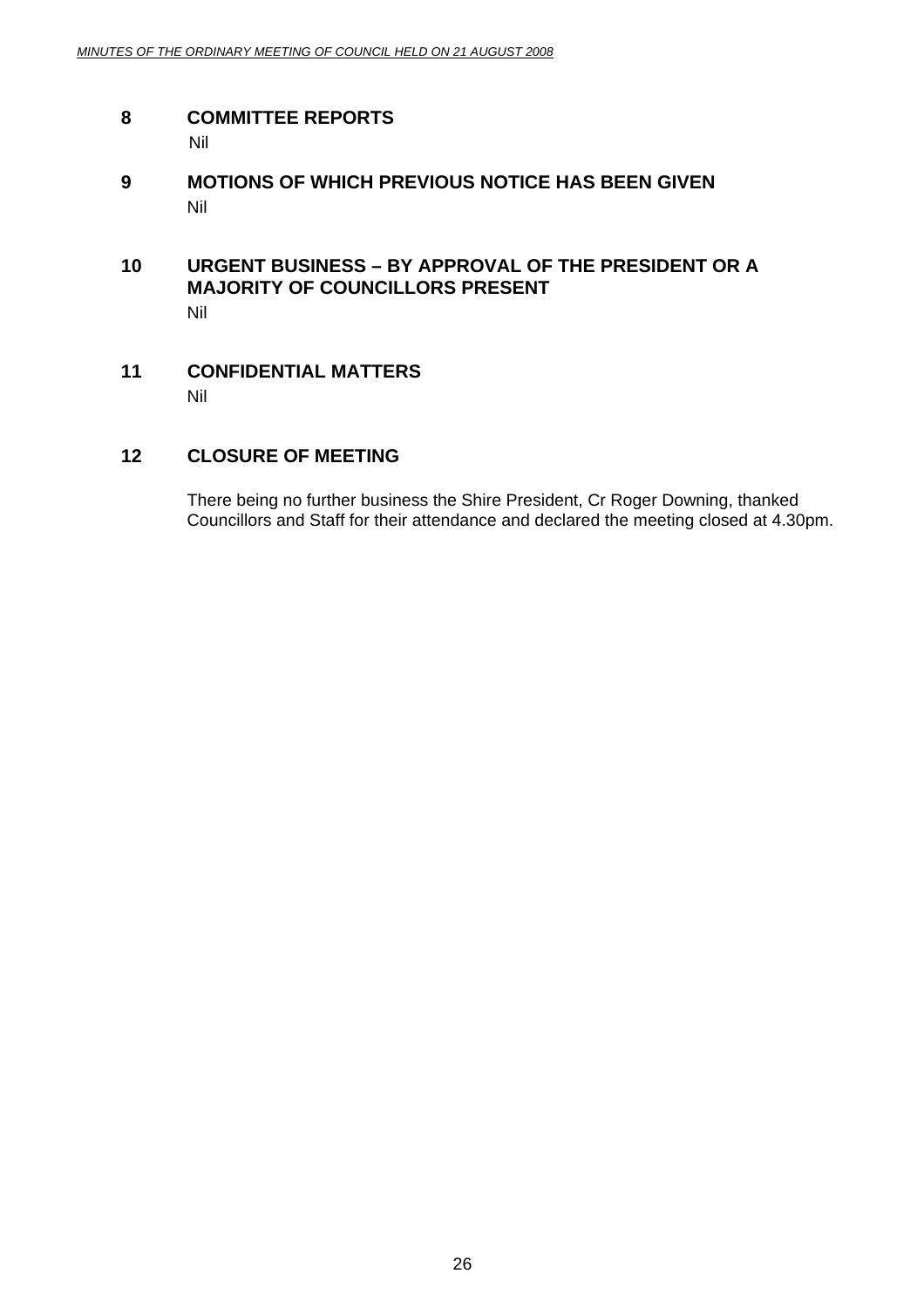## 8 COMMITTEE REPORTS

Nil

## 9 MOTIONS OF WHICH PREVIOUS NOTICE HAS BEEN GIVEN

Nil

## 10 URGENT BUSINESS – BY APPROVAL OF THE PRESIDENT OR A MAJORITY OF COUNCILLORS PRESENT

Nil

## 11 CONFIDENTIAL MATTERS

Nil

## 12 CLOSURE OF MEETING

There being no further business the Shire President, Cr Roger Downing, thanked Councillors and Staff for their attendance and declared the meeting closed at 4.30pm.